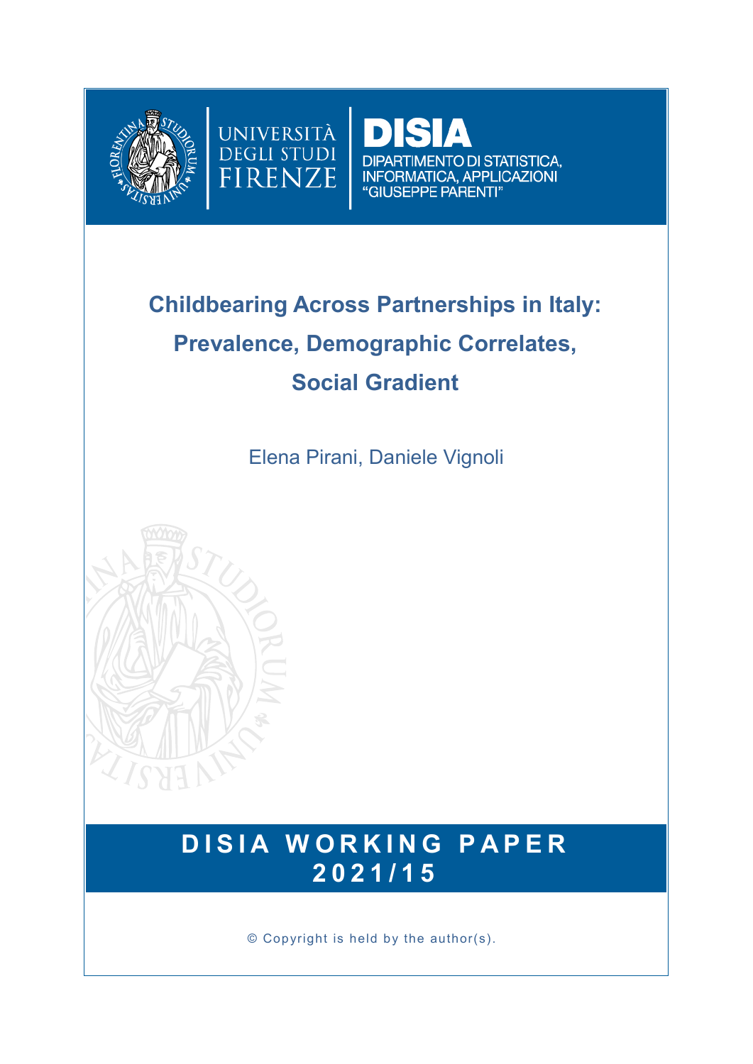UNIVERSITÀ DEGLI STUDI FIRENZE

DISIA

DIPARTIMENTO DI STATISTICA, INFORMATICA, APPLICAZIONI "GIUSEPPE PARENTI"

# Childbearing Across Partnerships in Italy: Prevalence, Demographic Correlates, Social Gradient

Elena Pirani, Daniele Vignoli

**DISIA WORKING PAPER 2021/15**

© Copyright is held by the author(s).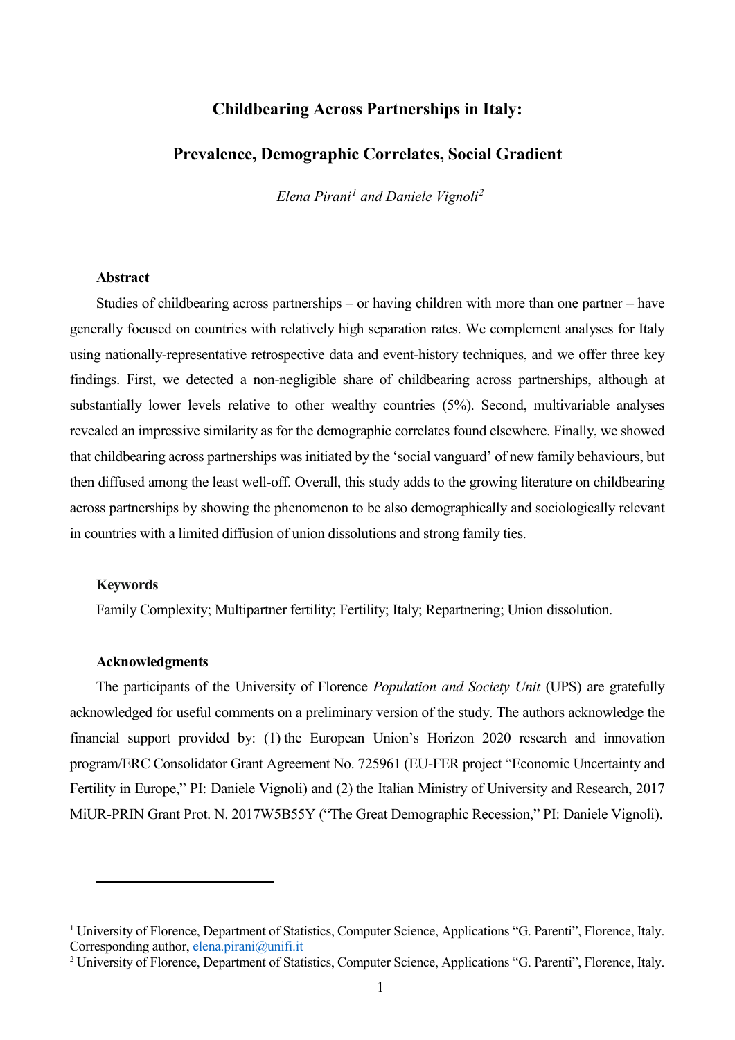# Childbearing Across Partnerships in Italy:

# Prevalence, Demographic Correlates, Social Gradient

*Elena Pirani[1] and Daniele Vignoli[2]*

### Abstract

Studies of childbearing across partnerships – or having children with more than one partner – have generally focused on countries with relatively high separation rates. We complement analyses for Italy using nationally-representative retrospective data and event-history techniques, and we offer three key findings. First, we detected a non-negligible share of childbearing across partnerships, although at substantially lower levels relative to other wealthy countries (5%). Second, multivariable analyses revealed an impressive similarity as for the demographic correlates found elsewhere. Finally, we showed that childbearing across partnerships was initiated by the 'social vanguard' of new family behaviours, but then diffused among the least well-off. Overall, this study adds to the growing literature on childbearing across partnerships by showing the phenomenon to be also demographically and sociologically relevant in countries with a limited diffusion of union dissolutions and strong family ties.

### Keywords

Family Complexity; Multipartner fertility; Fertility; Italy; Repartnering; Union dissolution.

### Acknowledgments

The participants of the University of Florence *Population and Society Unit* (UPS) are gratefully acknowledged for useful comments on a preliminary version of the study. The authors acknowledge the financial support provided by: (1) the European Union's Horizon 2020 research and innovation program/ERC Consolidator Grant Agreement No. 725961 (EU-FER project "Economic Uncertainty and Fertility in Europe," PI: Daniele Vignoli) and (2) the Italian Ministry of University and Research, 2017 MiUR-PRIN Grant Prot. N. 2017W5B55Y ("The Great Demographic Recession," PI: Daniele Vignoli).

---

[1] University of Florence, Department of Statistics, Computer Science, Applications "G. Parenti", Florence, Italy. Corresponding author, elena.pirani@unifi.it

[2] University of Florence, Department of Statistics, Computer Science, Applications "G. Parenti", Florence, Italy.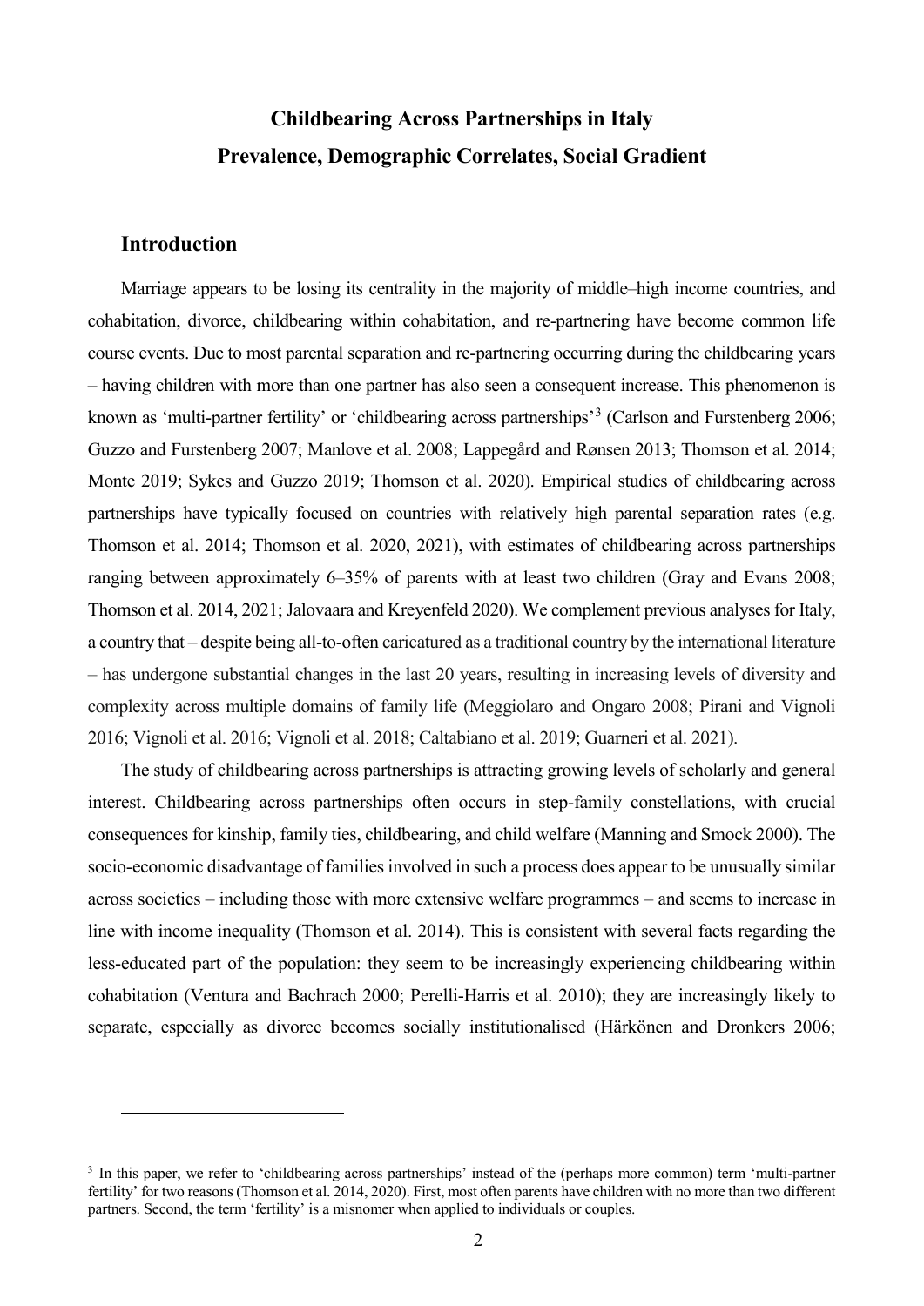# Childbearing Across Partnerships in Italy
# Prevalence, Demographic Correlates, Social Gradient

## Introduction

Marriage appears to be losing its centrality in the majority of middle–high income countries, and cohabitation, divorce, childbearing within cohabitation, and re-partnering have become common life course events. Due to most parental separation and re-partnering occurring during the childbearing years – having children with more than one partner has also seen a consequent increase. This phenomenon is known as 'multi-partner fertility' or 'childbearing across partnerships'[3] (Carlson and Furstenberg 2006; Guzzo and Furstenberg 2007; Manlove et al. 2008; Lappegård and Rønsen 2013; Thomson et al. 2014; Monte 2019; Sykes and Guzzo 2019; Thomson et al. 2020). Empirical studies of childbearing across partnerships have typically focused on countries with relatively high parental separation rates (e.g. Thomson et al. 2014; Thomson et al. 2020, 2021), with estimates of childbearing across partnerships ranging between approximately 6–35% of parents with at least two children (Gray and Evans 2008; Thomson et al. 2014, 2021; Jalovaara and Kreyenfeld 2020). We complement previous analyses for Italy, a country that – despite being all-to-often caricatured as a traditional country by the international literature – has undergone substantial changes in the last 20 years, resulting in increasing levels of diversity and complexity across multiple domains of family life (Meggiolaro and Ongaro 2008; Pirani and Vignoli 2016; Vignoli et al. 2016; Vignoli et al. 2018; Caltabiano et al. 2019; Guarneri et al. 2021).

The study of childbearing across partnerships is attracting growing levels of scholarly and general interest. Childbearing across partnerships often occurs in step-family constellations, with crucial consequences for kinship, family ties, childbearing, and child welfare (Manning and Smock 2000). The socio-economic disadvantage of families involved in such a process does appear to be unusually similar across societies – including those with more extensive welfare programmes – and seems to increase in line with income inequality (Thomson et al. 2014). This is consistent with several facts regarding the less-educated part of the population: they seem to be increasingly experiencing childbearing within cohabitation (Ventura and Bachrach 2000; Perelli-Harris et al. 2010); they are increasingly likely to separate, especially as divorce becomes socially institutionalised (Härkönen and Dronkers 2006;

[3] In this paper, we refer to 'childbearing across partnerships' instead of the (perhaps more common) term 'multi-partner fertility' for two reasons (Thomson et al. 2014, 2020). First, most often parents have children with no more than two different partners. Second, the term 'fertility' is a misnomer when applied to individuals or couples.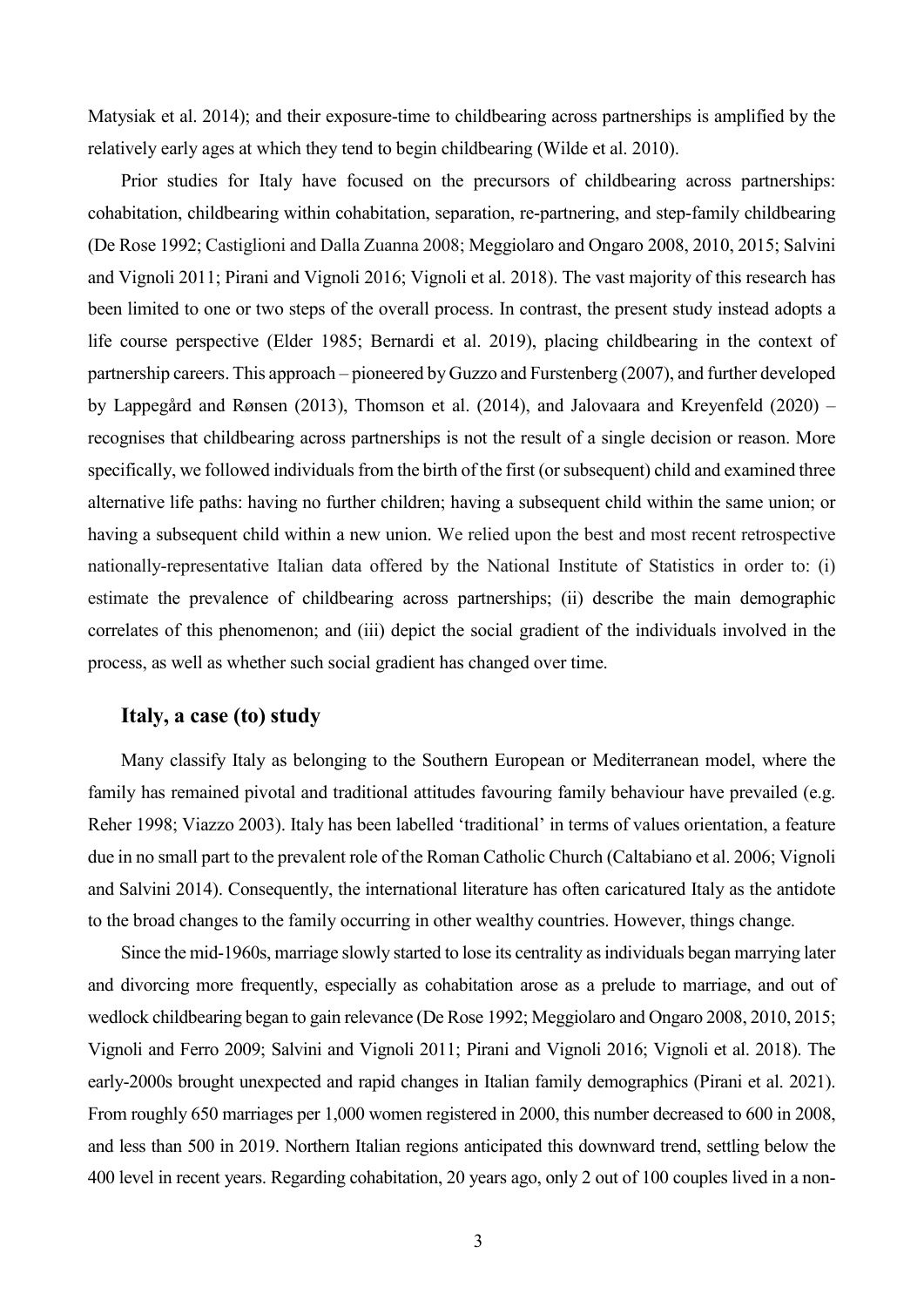Matysiak et al. 2014); and their exposure-time to childbearing across partnerships is amplified by the relatively early ages at which they tend to begin childbearing (Wilde et al. 2010).

Prior studies for Italy have focused on the precursors of childbearing across partnerships: cohabitation, childbearing within cohabitation, separation, re-partnering, and step-family childbearing (De Rose 1992; Castiglioni and Dalla Zuanna 2008; Meggiolaro and Ongaro 2008, 2010, 2015; Salvini and Vignoli 2011; Pirani and Vignoli 2016; Vignoli et al. 2018). The vast majority of this research has been limited to one or two steps of the overall process. In contrast, the present study instead adopts a life course perspective (Elder 1985; Bernardi et al. 2019), placing childbearing in the context of partnership careers. This approach – pioneered by Guzzo and Furstenberg (2007), and further developed by Lappegård and Rønsen (2013), Thomson et al. (2014), and Jalovaara and Kreyenfeld (2020) – recognises that childbearing across partnerships is not the result of a single decision or reason. More specifically, we followed individuals from the birth of the first (or subsequent) child and examined three alternative life paths: having no further children; having a subsequent child within the same union; or having a subsequent child within a new union. We relied upon the best and most recent retrospective nationally-representative Italian data offered by the National Institute of Statistics in order to: (i) estimate the prevalence of childbearing across partnerships; (ii) describe the main demographic correlates of this phenomenon; and (iii) depict the social gradient of the individuals involved in the process, as well as whether such social gradient has changed over time.

## Italy, a case (to) study

Many classify Italy as belonging to the Southern European or Mediterranean model, where the family has remained pivotal and traditional attitudes favouring family behaviour have prevailed (e.g. Reher 1998; Viazzo 2003). Italy has been labelled 'traditional' in terms of values orientation, a feature due in no small part to the prevalent role of the Roman Catholic Church (Caltabiano et al. 2006; Vignoli and Salvini 2014). Consequently, the international literature has often caricatured Italy as the antidote to the broad changes to the family occurring in other wealthy countries. However, things change.

Since the mid-1960s, marriage slowly started to lose its centrality as individuals began marrying later and divorcing more frequently, especially as cohabitation arose as a prelude to marriage, and out of wedlock childbearing began to gain relevance (De Rose 1992; Meggiolaro and Ongaro 2008, 2010, 2015; Vignoli and Ferro 2009; Salvini and Vignoli 2011; Pirani and Vignoli 2016; Vignoli et al. 2018). The early-2000s brought unexpected and rapid changes in Italian family demographics (Pirani et al. 2021). From roughly 650 marriages per 1,000 women registered in 2000, this number decreased to 600 in 2008, and less than 500 in 2019. Northern Italian regions anticipated this downward trend, settling below the 400 level in recent years. Regarding cohabitation, 20 years ago, only 2 out of 100 couples lived in a non-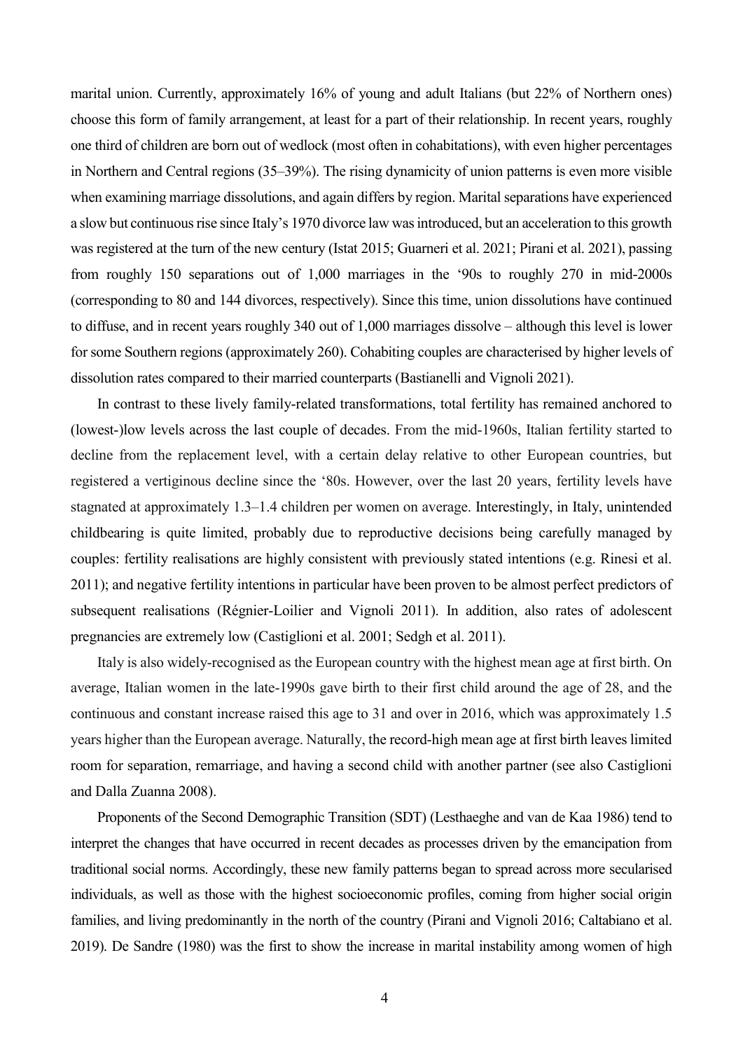marital union. Currently, approximately 16% of young and adult Italians (but 22% of Northern ones) choose this form of family arrangement, at least for a part of their relationship. In recent years, roughly one third of children are born out of wedlock (most often in cohabitations), with even higher percentages in Northern and Central regions (35–39%). The rising dynamicity of union patterns is even more visible when examining marriage dissolutions, and again differs by region. Marital separations have experienced a slow but continuous rise since Italy's 1970 divorce law was introduced, but an acceleration to this growth was registered at the turn of the new century (Istat 2015; Guarneri et al. 2021; Pirani et al. 2021), passing from roughly 150 separations out of 1,000 marriages in the '90s to roughly 270 in mid-2000s (corresponding to 80 and 144 divorces, respectively). Since this time, union dissolutions have continued to diffuse, and in recent years roughly 340 out of 1,000 marriages dissolve – although this level is lower for some Southern regions (approximately 260). Cohabiting couples are characterised by higher levels of dissolution rates compared to their married counterparts (Bastianelli and Vignoli 2021).

In contrast to these lively family-related transformations, total fertility has remained anchored to (lowest-)low levels across the last couple of decades. From the mid-1960s, Italian fertility started to decline from the replacement level, with a certain delay relative to other European countries, but registered a vertiginous decline since the '80s. However, over the last 20 years, fertility levels have stagnated at approximately 1.3–1.4 children per women on average. Interestingly, in Italy, unintended childbearing is quite limited, probably due to reproductive decisions being carefully managed by couples: fertility realisations are highly consistent with previously stated intentions (e.g. Rinesi et al. 2011); and negative fertility intentions in particular have been proven to be almost perfect predictors of subsequent realisations (Régnier-Loilier and Vignoli 2011). In addition, also rates of adolescent pregnancies are extremely low (Castiglioni et al. 2001; Sedgh et al. 2011).

Italy is also widely-recognised as the European country with the highest mean age at first birth. On average, Italian women in the late-1990s gave birth to their first child around the age of 28, and the continuous and constant increase raised this age to 31 and over in 2016, which was approximately 1.5 years higher than the European average. Naturally, the record-high mean age at first birth leaves limited room for separation, remarriage, and having a second child with another partner (see also Castiglioni and Dalla Zuanna 2008).

Proponents of the Second Demographic Transition (SDT) (Lesthaeghe and van de Kaa 1986) tend to interpret the changes that have occurred in recent decades as processes driven by the emancipation from traditional social norms. Accordingly, these new family patterns began to spread across more secularised individuals, as well as those with the highest socioeconomic profiles, coming from higher social origin families, and living predominantly in the north of the country (Pirani and Vignoli 2016; Caltabiano et al. 2019). De Sandre (1980) was the first to show the increase in marital instability among women of high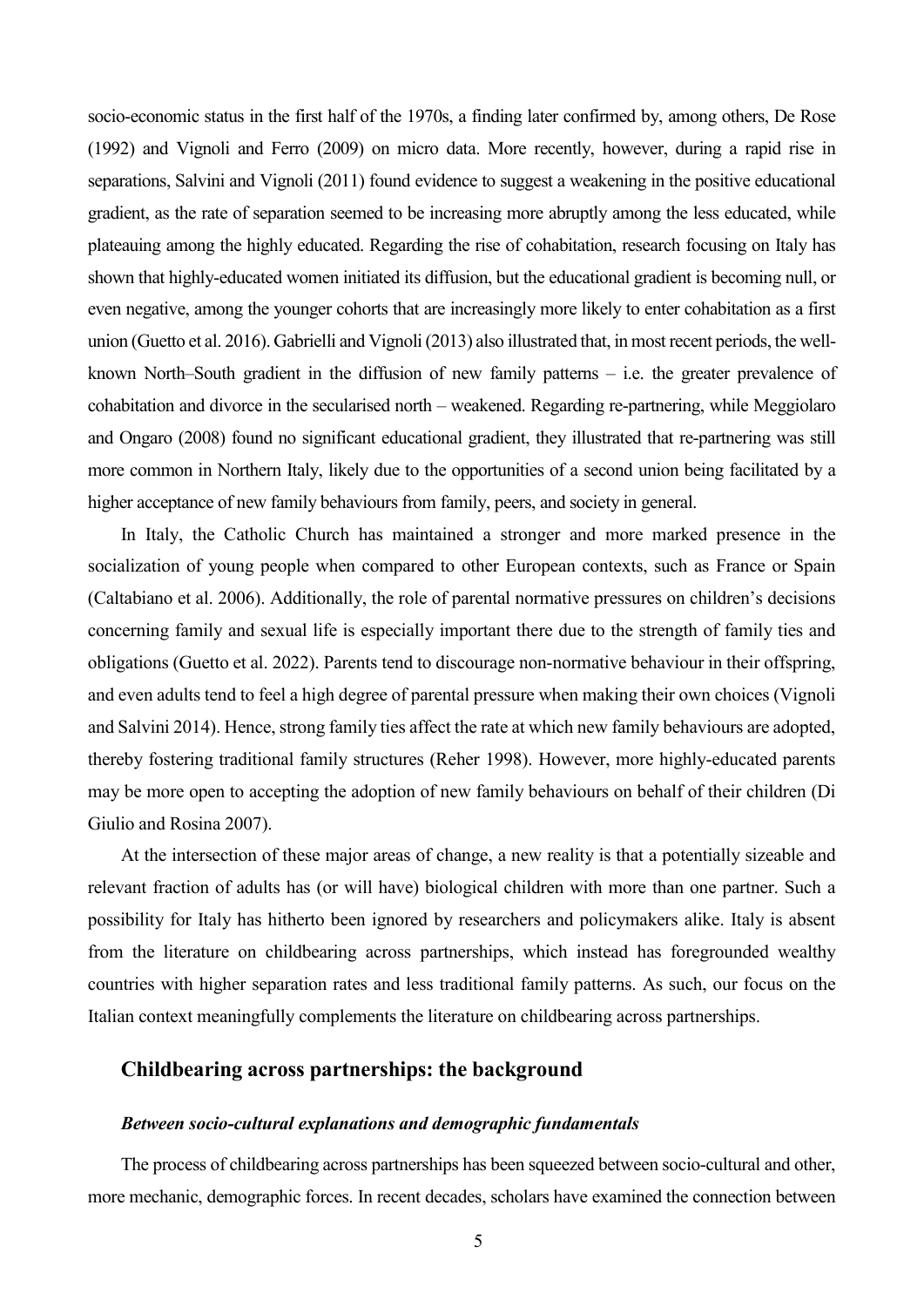socio-economic status in the first half of the 1970s, a finding later confirmed by, among others, De Rose (1992) and Vignoli and Ferro (2009) on micro data. More recently, however, during a rapid rise in separations, Salvini and Vignoli (2011) found evidence to suggest a weakening in the positive educational gradient, as the rate of separation seemed to be increasing more abruptly among the less educated, while plateauing among the highly educated. Regarding the rise of cohabitation, research focusing on Italy has shown that highly-educated women initiated its diffusion, but the educational gradient is becoming null, or even negative, among the younger cohorts that are increasingly more likely to enter cohabitation as a first union (Guetto et al. 2016). Gabrielli and Vignoli (2013) also illustrated that, in most recent periods, the well-known North–South gradient in the diffusion of new family patterns – i.e. the greater prevalence of cohabitation and divorce in the secularised north – weakened. Regarding re-partnering, while Meggiolaro and Ongaro (2008) found no significant educational gradient, they illustrated that re-partnering was still more common in Northern Italy, likely due to the opportunities of a second union being facilitated by a higher acceptance of new family behaviours from family, peers, and society in general.

In Italy, the Catholic Church has maintained a stronger and more marked presence in the socialization of young people when compared to other European contexts, such as France or Spain (Caltabiano et al. 2006). Additionally, the role of parental normative pressures on children's decisions concerning family and sexual life is especially important there due to the strength of family ties and obligations (Guetto et al. 2022). Parents tend to discourage non-normative behaviour in their offspring, and even adults tend to feel a high degree of parental pressure when making their own choices (Vignoli and Salvini 2014). Hence, strong family ties affect the rate at which new family behaviours are adopted, thereby fostering traditional family structures (Reher 1998). However, more highly-educated parents may be more open to accepting the adoption of new family behaviours on behalf of their children (Di Giulio and Rosina 2007).

At the intersection of these major areas of change, a new reality is that a potentially sizeable and relevant fraction of adults has (or will have) biological children with more than one partner. Such a possibility for Italy has hitherto been ignored by researchers and policymakers alike. Italy is absent from the literature on childbearing across partnerships, which instead has foregrounded wealthy countries with higher separation rates and less traditional family patterns. As such, our focus on the Italian context meaningfully complements the literature on childbearing across partnerships.

## Childbearing across partnerships: the background

### *Between socio-cultural explanations and demographic fundamentals*

The process of childbearing across partnerships has been squeezed between socio-cultural and other, more mechanic, demographic forces. In recent decades, scholars have examined the connection between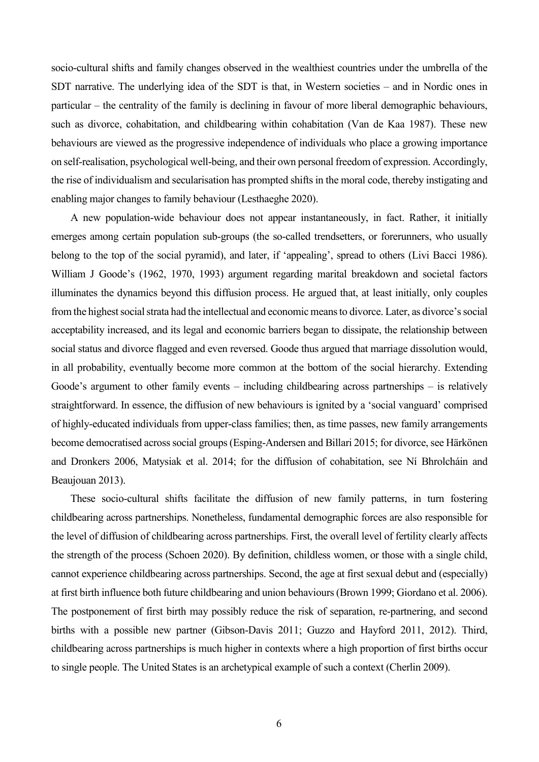socio-cultural shifts and family changes observed in the wealthiest countries under the umbrella of the SDT narrative. The underlying idea of the SDT is that, in Western societies – and in Nordic ones in particular – the centrality of the family is declining in favour of more liberal demographic behaviours, such as divorce, cohabitation, and childbearing within cohabitation (Van de Kaa 1987). These new behaviours are viewed as the progressive independence of individuals who place a growing importance on self-realisation, psychological well-being, and their own personal freedom of expression. Accordingly, the rise of individualism and secularisation has prompted shifts in the moral code, thereby instigating and enabling major changes to family behaviour (Lesthaeghe 2020).

A new population-wide behaviour does not appear instantaneously, in fact. Rather, it initially emerges among certain population sub-groups (the so-called trendsetters, or forerunners, who usually belong to the top of the social pyramid), and later, if 'appealing', spread to others (Livi Bacci 1986). William J Goode's (1962, 1970, 1993) argument regarding marital breakdown and societal factors illuminates the dynamics beyond this diffusion process. He argued that, at least initially, only couples from the highest social strata had the intellectual and economic means to divorce. Later, as divorce's social acceptability increased, and its legal and economic barriers began to dissipate, the relationship between social status and divorce flagged and even reversed. Goode thus argued that marriage dissolution would, in all probability, eventually become more common at the bottom of the social hierarchy. Extending Goode's argument to other family events – including childbearing across partnerships – is relatively straightforward. In essence, the diffusion of new behaviours is ignited by a 'social vanguard' comprised of highly-educated individuals from upper-class families; then, as time passes, new family arrangements become democratised across social groups (Esping-Andersen and Billari 2015; for divorce, see Härkönen and Dronkers 2006, Matysiak et al. 2014; for the diffusion of cohabitation, see Ní Bhrolcháin and Beaujouan 2013).

These socio-cultural shifts facilitate the diffusion of new family patterns, in turn fostering childbearing across partnerships. Nonetheless, fundamental demographic forces are also responsible for the level of diffusion of childbearing across partnerships. First, the overall level of fertility clearly affects the strength of the process (Schoen 2020). By definition, childless women, or those with a single child, cannot experience childbearing across partnerships. Second, the age at first sexual debut and (especially) at first birth influence both future childbearing and union behaviours (Brown 1999; Giordano et al. 2006). The postponement of first birth may possibly reduce the risk of separation, re-partnering, and second births with a possible new partner (Gibson-Davis 2011; Guzzo and Hayford 2011, 2012). Third, childbearing across partnerships is much higher in contexts where a high proportion of first births occur to single people. The United States is an archetypical example of such a context (Cherlin 2009).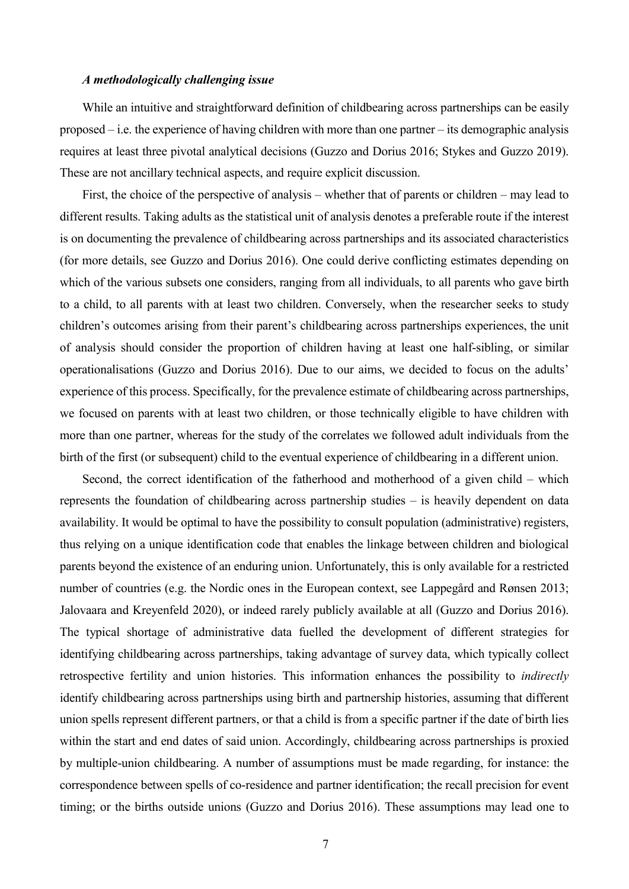### *A methodologically challenging issue*

While an intuitive and straightforward definition of childbearing across partnerships can be easily proposed – i.e. the experience of having children with more than one partner – its demographic analysis requires at least three pivotal analytical decisions (Guzzo and Dorius 2016; Stykes and Guzzo 2019). These are not ancillary technical aspects, and require explicit discussion.

First, the choice of the perspective of analysis – whether that of parents or children – may lead to different results. Taking adults as the statistical unit of analysis denotes a preferable route if the interest is on documenting the prevalence of childbearing across partnerships and its associated characteristics (for more details, see Guzzo and Dorius 2016). One could derive conflicting estimates depending on which of the various subsets one considers, ranging from all individuals, to all parents who gave birth to a child, to all parents with at least two children. Conversely, when the researcher seeks to study children's outcomes arising from their parent's childbearing across partnerships experiences, the unit of analysis should consider the proportion of children having at least one half-sibling, or similar operationalisations (Guzzo and Dorius 2016). Due to our aims, we decided to focus on the adults' experience of this process. Specifically, for the prevalence estimate of childbearing across partnerships, we focused on parents with at least two children, or those technically eligible to have children with more than one partner, whereas for the study of the correlates we followed adult individuals from the birth of the first (or subsequent) child to the eventual experience of childbearing in a different union.

Second, the correct identification of the fatherhood and motherhood of a given child – which represents the foundation of childbearing across partnership studies – is heavily dependent on data availability. It would be optimal to have the possibility to consult population (administrative) registers, thus relying on a unique identification code that enables the linkage between children and biological parents beyond the existence of an enduring union. Unfortunately, this is only available for a restricted number of countries (e.g. the Nordic ones in the European context, see Lappegård and Rønsen 2013; Jalovaara and Kreyenfeld 2020), or indeed rarely publicly available at all (Guzzo and Dorius 2016). The typical shortage of administrative data fuelled the development of different strategies for identifying childbearing across partnerships, taking advantage of survey data, which typically collect retrospective fertility and union histories. This information enhances the possibility to *indirectly* identify childbearing across partnerships using birth and partnership histories, assuming that different union spells represent different partners, or that a child is from a specific partner if the date of birth lies within the start and end dates of said union. Accordingly, childbearing across partnerships is proxied by multiple-union childbearing. A number of assumptions must be made regarding, for instance: the correspondence between spells of co-residence and partner identification; the recall precision for event timing; or the births outside unions (Guzzo and Dorius 2016). These assumptions may lead one to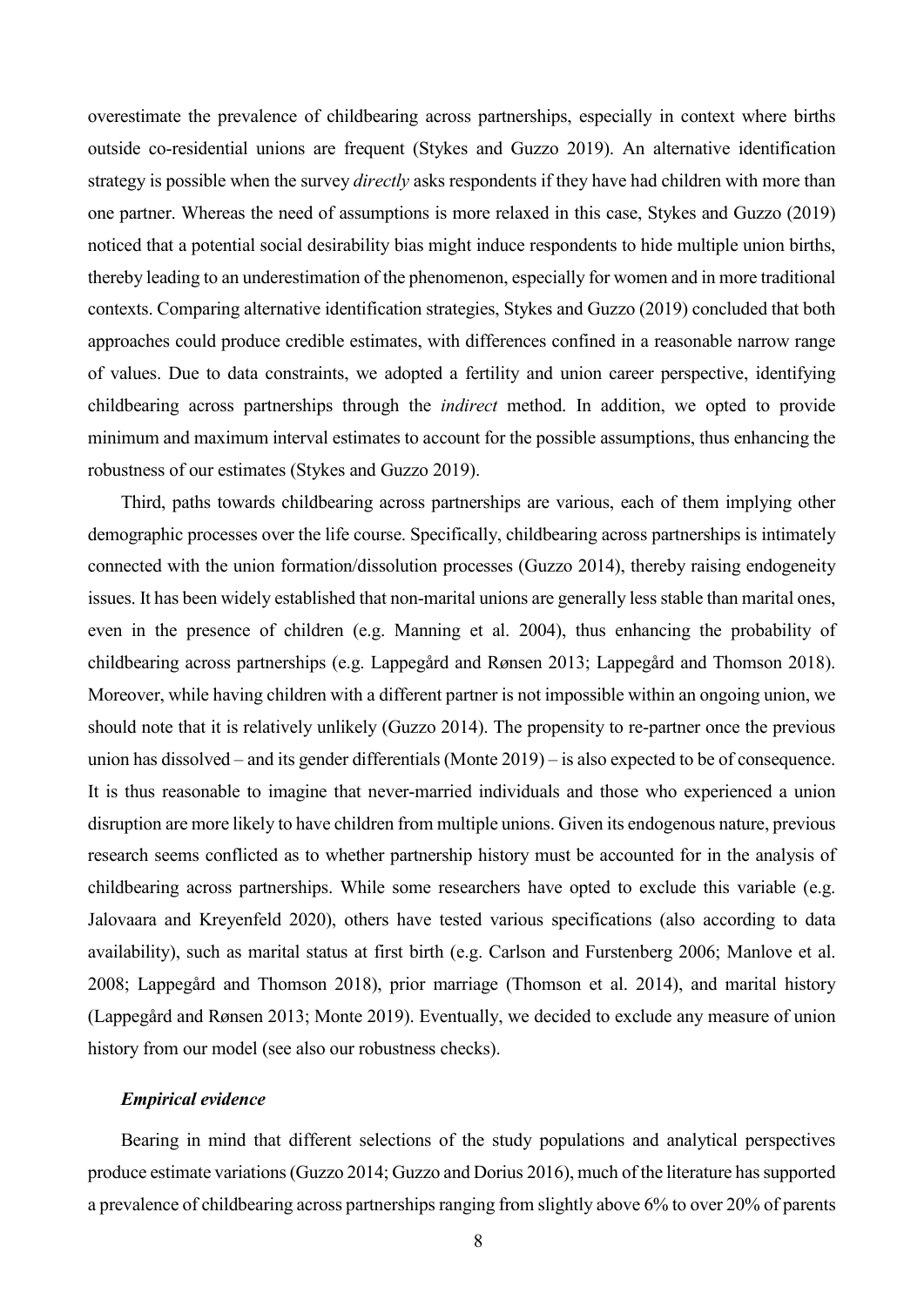overestimate the prevalence of childbearing across partnerships, especially in context where births outside co-residential unions are frequent (Stykes and Guzzo 2019). An alternative identification strategy is possible when the survey *directly* asks respondents if they have had children with more than one partner. Whereas the need of assumptions is more relaxed in this case, Stykes and Guzzo (2019) noticed that a potential social desirability bias might induce respondents to hide multiple union births, thereby leading to an underestimation of the phenomenon, especially for women and in more traditional contexts. Comparing alternative identification strategies, Stykes and Guzzo (2019) concluded that both approaches could produce credible estimates, with differences confined in a reasonable narrow range of values. Due to data constraints, we adopted a fertility and union career perspective, identifying childbearing across partnerships through the *indirect* method. In addition, we opted to provide minimum and maximum interval estimates to account for the possible assumptions, thus enhancing the robustness of our estimates (Stykes and Guzzo 2019).

Third, paths towards childbearing across partnerships are various, each of them implying other demographic processes over the life course. Specifically, childbearing across partnerships is intimately connected with the union formation/dissolution processes (Guzzo 2014), thereby raising endogeneity issues. It has been widely established that non-marital unions are generally less stable than marital ones, even in the presence of children (e.g. Manning et al. 2004), thus enhancing the probability of childbearing across partnerships (e.g. Lappegård and Rønsen 2013; Lappegård and Thomson 2018). Moreover, while having children with a different partner is not impossible within an ongoing union, we should note that it is relatively unlikely (Guzzo 2014). The propensity to re-partner once the previous union has dissolved – and its gender differentials (Monte 2019) – is also expected to be of consequence. It is thus reasonable to imagine that never-married individuals and those who experienced a union disruption are more likely to have children from multiple unions. Given its endogenous nature, previous research seems conflicted as to whether partnership history must be accounted for in the analysis of childbearing across partnerships. While some researchers have opted to exclude this variable (e.g. Jalovaara and Kreyenfeld 2020), others have tested various specifications (also according to data availability), such as marital status at first birth (e.g. Carlson and Furstenberg 2006; Manlove et al. 2008; Lappegård and Thomson 2018), prior marriage (Thomson et al. 2014), and marital history (Lappegård and Rønsen 2013; Monte 2019). Eventually, we decided to exclude any measure of union history from our model (see also our robustness checks).

### *Empirical evidence*

Bearing in mind that different selections of the study populations and analytical perspectives produce estimate variations (Guzzo 2014; Guzzo and Dorius 2016), much of the literature has supported a prevalence of childbearing across partnerships ranging from slightly above 6% to over 20% of parents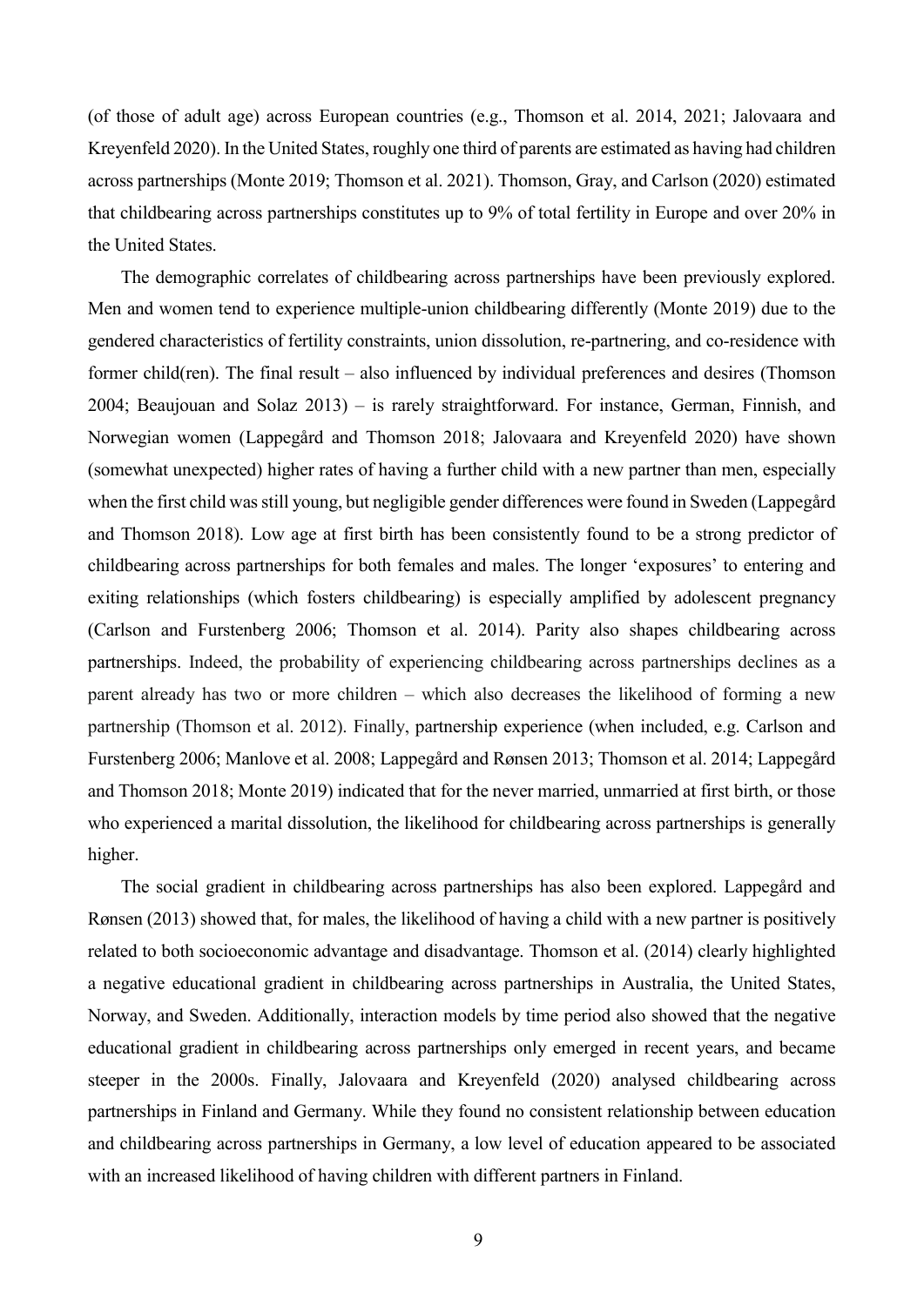(of those of adult age) across European countries (e.g., Thomson et al. 2014, 2021; Jalovaara and Kreyenfeld 2020). In the United States, roughly one third of parents are estimated as having had children across partnerships (Monte 2019; Thomson et al. 2021). Thomson, Gray, and Carlson (2020) estimated that childbearing across partnerships constitutes up to 9% of total fertility in Europe and over 20% in the United States.

The demographic correlates of childbearing across partnerships have been previously explored. Men and women tend to experience multiple-union childbearing differently (Monte 2019) due to the gendered characteristics of fertility constraints, union dissolution, re-partnering, and co-residence with former child(ren). The final result – also influenced by individual preferences and desires (Thomson 2004; Beaujouan and Solaz 2013) – is rarely straightforward. For instance, German, Finnish, and Norwegian women (Lappegård and Thomson 2018; Jalovaara and Kreyenfeld 2020) have shown (somewhat unexpected) higher rates of having a further child with a new partner than men, especially when the first child was still young, but negligible gender differences were found in Sweden (Lappegård and Thomson 2018). Low age at first birth has been consistently found to be a strong predictor of childbearing across partnerships for both females and males. The longer 'exposures' to entering and exiting relationships (which fosters childbearing) is especially amplified by adolescent pregnancy (Carlson and Furstenberg 2006; Thomson et al. 2014). Parity also shapes childbearing across partnerships. Indeed, the probability of experiencing childbearing across partnerships declines as a parent already has two or more children – which also decreases the likelihood of forming a new partnership (Thomson et al. 2012). Finally, partnership experience (when included, e.g. Carlson and Furstenberg 2006; Manlove et al. 2008; Lappegård and Rønsen 2013; Thomson et al. 2014; Lappegård and Thomson 2018; Monte 2019) indicated that for the never married, unmarried at first birth, or those who experienced a marital dissolution, the likelihood for childbearing across partnerships is generally higher.

The social gradient in childbearing across partnerships has also been explored. Lappegård and Rønsen (2013) showed that, for males, the likelihood of having a child with a new partner is positively related to both socioeconomic advantage and disadvantage. Thomson et al. (2014) clearly highlighted a negative educational gradient in childbearing across partnerships in Australia, the United States, Norway, and Sweden. Additionally, interaction models by time period also showed that the negative educational gradient in childbearing across partnerships only emerged in recent years, and became steeper in the 2000s. Finally, Jalovaara and Kreyenfeld (2020) analysed childbearing across partnerships in Finland and Germany. While they found no consistent relationship between education and childbearing across partnerships in Germany, a low level of education appeared to be associated with an increased likelihood of having children with different partners in Finland.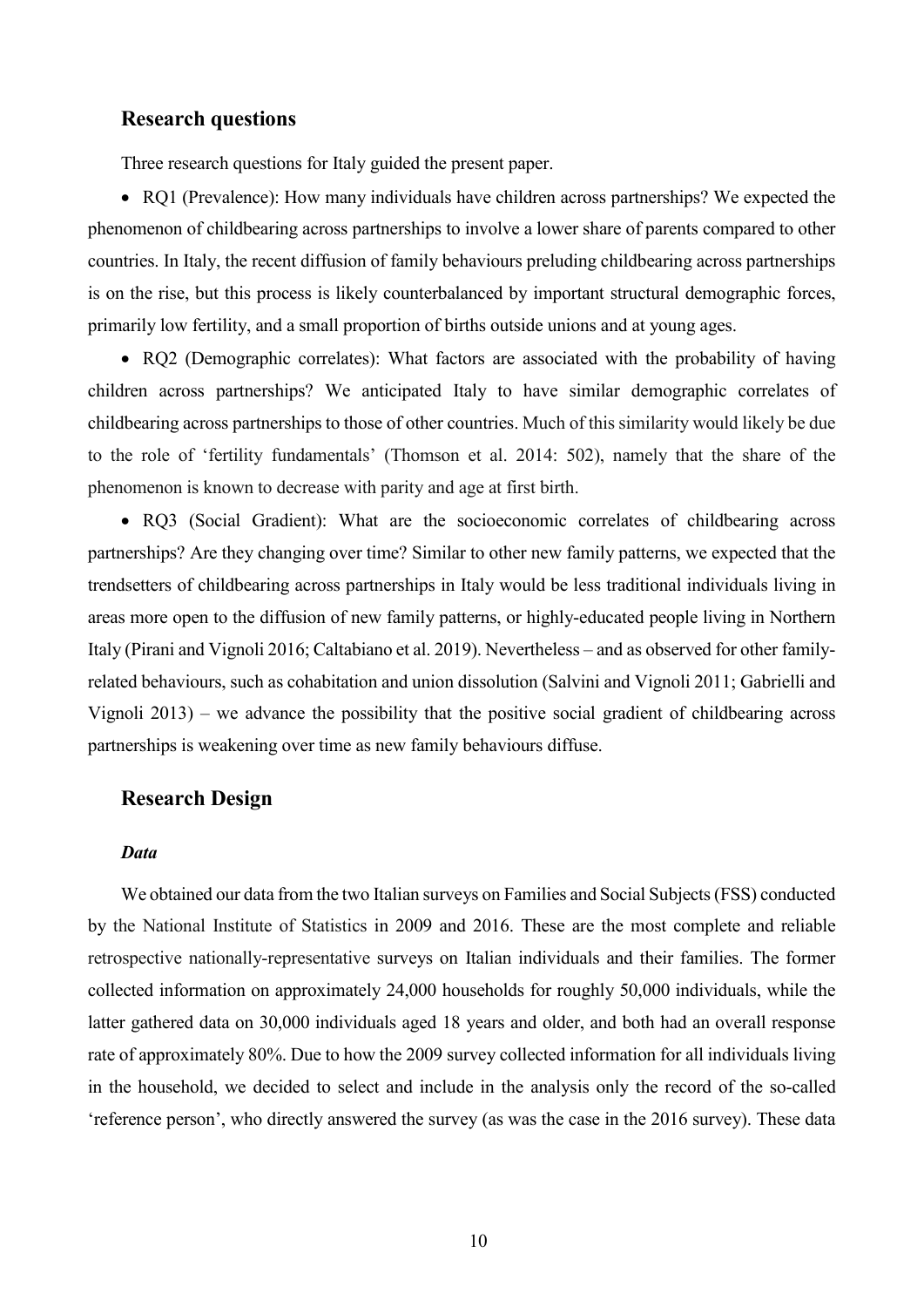## Research questions

Three research questions for Italy guided the present paper.

- RQ1 (Prevalence): How many individuals have children across partnerships? We expected the phenomenon of childbearing across partnerships to involve a lower share of parents compared to other countries. In Italy, the recent diffusion of family behaviours preluding childbearing across partnerships is on the rise, but this process is likely counterbalanced by important structural demographic forces, primarily low fertility, and a small proportion of births outside unions and at young ages.
- RQ2 (Demographic correlates): What factors are associated with the probability of having children across partnerships? We anticipated Italy to have similar demographic correlates of childbearing across partnerships to those of other countries. Much of this similarity would likely be due to the role of 'fertility fundamentals' (Thomson et al. 2014: 502), namely that the share of the phenomenon is known to decrease with parity and age at first birth.
- RQ3 (Social Gradient): What are the socioeconomic correlates of childbearing across partnerships? Are they changing over time? Similar to other new family patterns, we expected that the trendsetters of childbearing across partnerships in Italy would be less traditional individuals living in areas more open to the diffusion of new family patterns, or highly-educated people living in Northern Italy (Pirani and Vignoli 2016; Caltabiano et al. 2019). Nevertheless – and as observed for other family-related behaviours, such as cohabitation and union dissolution (Salvini and Vignoli 2011; Gabrielli and Vignoli 2013) – we advance the possibility that the positive social gradient of childbearing across partnerships is weakening over time as new family behaviours diffuse.

## Research Design

### *Data*

We obtained our data from the two Italian surveys on Families and Social Subjects (FSS) conducted by the National Institute of Statistics in 2009 and 2016. These are the most complete and reliable retrospective nationally-representative surveys on Italian individuals and their families. The former collected information on approximately 24,000 households for roughly 50,000 individuals, while the latter gathered data on 30,000 individuals aged 18 years and older, and both had an overall response rate of approximately 80%. Due to how the 2009 survey collected information for all individuals living in the household, we decided to select and include in the analysis only the record of the so-called 'reference person', who directly answered the survey (as was the case in the 2016 survey). These data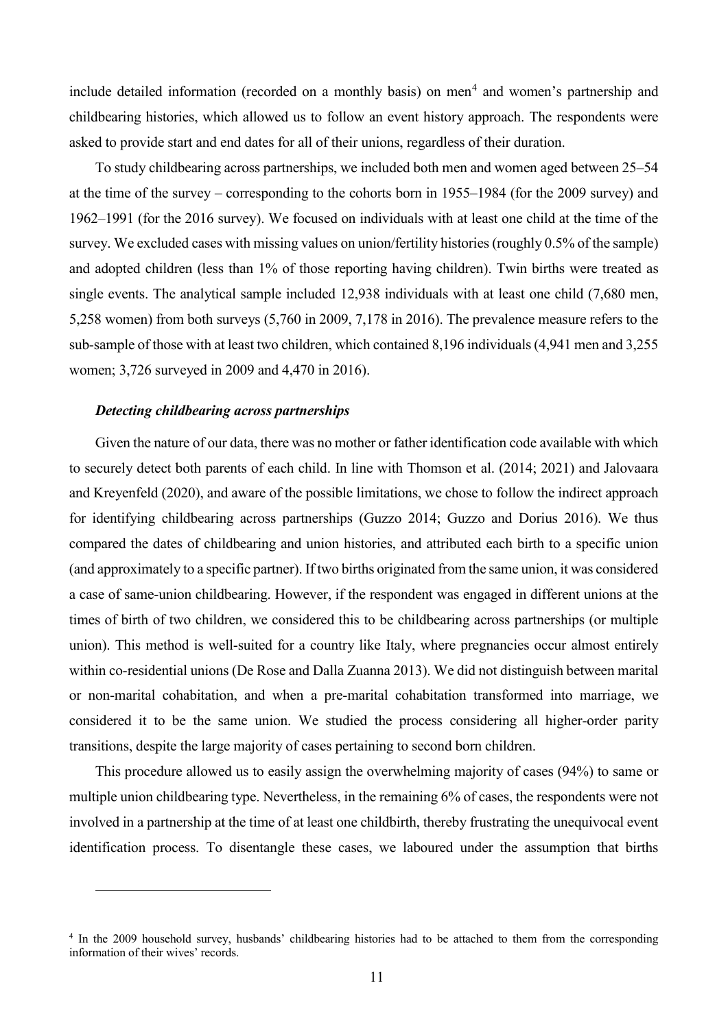include detailed information (recorded on a monthly basis) on men[4] and women's partnership and childbearing histories, which allowed us to follow an event history approach. The respondents were asked to provide start and end dates for all of their unions, regardless of their duration.

To study childbearing across partnerships, we included both men and women aged between 25–54 at the time of the survey – corresponding to the cohorts born in 1955–1984 (for the 2009 survey) and 1962–1991 (for the 2016 survey). We focused on individuals with at least one child at the time of the survey. We excluded cases with missing values on union/fertility histories (roughly 0.5% of the sample) and adopted children (less than 1% of those reporting having children). Twin births were treated as single events. The analytical sample included 12,938 individuals with at least one child (7,680 men, 5,258 women) from both surveys (5,760 in 2009, 7,178 in 2016). The prevalence measure refers to the sub-sample of those with at least two children, which contained 8,196 individuals (4,941 men and 3,255 women; 3,726 surveyed in 2009 and 4,470 in 2016).

### *Detecting childbearing across partnerships*

Given the nature of our data, there was no mother or father identification code available with which to securely detect both parents of each child. In line with Thomson et al. (2014; 2021) and Jalovaara and Kreyenfeld (2020), and aware of the possible limitations, we chose to follow the indirect approach for identifying childbearing across partnerships (Guzzo 2014; Guzzo and Dorius 2016). We thus compared the dates of childbearing and union histories, and attributed each birth to a specific union (and approximately to a specific partner). If two births originated from the same union, it was considered a case of same-union childbearing. However, if the respondent was engaged in different unions at the times of birth of two children, we considered this to be childbearing across partnerships (or multiple union). This method is well-suited for a country like Italy, where pregnancies occur almost entirely within co-residential unions (De Rose and Dalla Zuanna 2013). We did not distinguish between marital or non-marital cohabitation, and when a pre-marital cohabitation transformed into marriage, we considered it to be the same union. We studied the process considering all higher-order parity transitions, despite the large majority of cases pertaining to second born children.

This procedure allowed us to easily assign the overwhelming majority of cases (94%) to same or multiple union childbearing type. Nevertheless, in the remaining 6% of cases, the respondents were not involved in a partnership at the time of at least one childbirth, thereby frustrating the unequivocal event identification process. To disentangle these cases, we laboured under the assumption that births

---

[4] In the 2009 household survey, husbands' childbearing histories had to be attached to them from the corresponding information of their wives' records.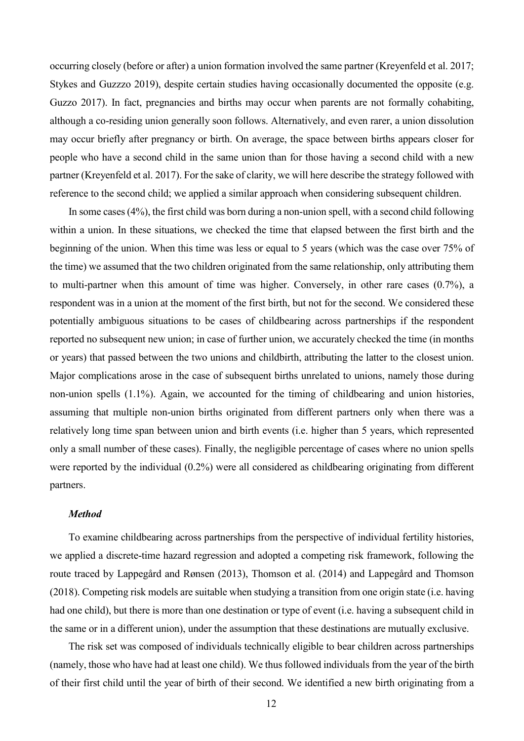occurring closely (before or after) a union formation involved the same partner (Kreyenfeld et al. 2017; Stykes and Guzzzo 2019), despite certain studies having occasionally documented the opposite (e.g. Guzzo 2017). In fact, pregnancies and births may occur when parents are not formally cohabiting, although a co-residing union generally soon follows. Alternatively, and even rarer, a union dissolution may occur briefly after pregnancy or birth. On average, the space between births appears closer for people who have a second child in the same union than for those having a second child with a new partner (Kreyenfeld et al. 2017). For the sake of clarity, we will here describe the strategy followed with reference to the second child; we applied a similar approach when considering subsequent children.

In some cases (4%), the first child was born during a non-union spell, with a second child following within a union. In these situations, we checked the time that elapsed between the first birth and the beginning of the union. When this time was less or equal to 5 years (which was the case over 75% of the time) we assumed that the two children originated from the same relationship, only attributing them to multi-partner when this amount of time was higher. Conversely, in other rare cases (0.7%), a respondent was in a union at the moment of the first birth, but not for the second. We considered these potentially ambiguous situations to be cases of childbearing across partnerships if the respondent reported no subsequent new union; in case of further union, we accurately checked the time (in months or years) that passed between the two unions and childbirth, attributing the latter to the closest union. Major complications arose in the case of subsequent births unrelated to unions, namely those during non-union spells (1.1%). Again, we accounted for the timing of childbearing and union histories, assuming that multiple non-union births originated from different partners only when there was a relatively long time span between union and birth events (i.e. higher than 5 years, which represented only a small number of these cases). Finally, the negligible percentage of cases where no union spells were reported by the individual (0.2%) were all considered as childbearing originating from different partners.

### *Method*

To examine childbearing across partnerships from the perspective of individual fertility histories, we applied a discrete-time hazard regression and adopted a competing risk framework, following the route traced by Lappegård and Rønsen (2013), Thomson et al. (2014) and Lappegård and Thomson (2018). Competing risk models are suitable when studying a transition from one origin state (i.e. having had one child), but there is more than one destination or type of event (i.e. having a subsequent child in the same or in a different union), under the assumption that these destinations are mutually exclusive.

The risk set was composed of individuals technically eligible to bear children across partnerships (namely, those who have had at least one child). We thus followed individuals from the year of the birth of their first child until the year of birth of their second. We identified a new birth originating from a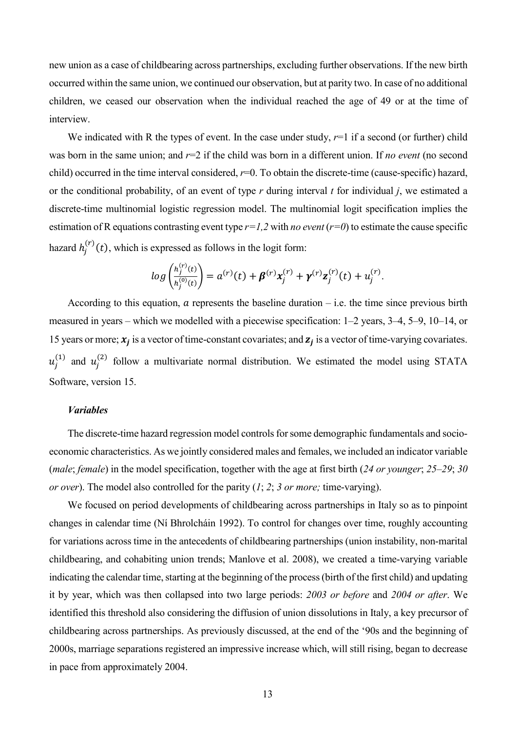new union as a case of childbearing across partnerships, excluding further observations. If the new birth occurred within the same union, we continued our observation, but at parity two. In case of no additional children, we ceased our observation when the individual reached the age of 49 or at the time of interview.

We indicated with R the types of event. In the case under study, $r$=1 if a second (or further) child was born in the same union; and $r$=2 if the child was born in a different union. If *no event* (no second child) occurred in the time interval considered, $r$=0. To obtain the discrete-time (cause-specific) hazard, or the conditional probability, of an event of type $r$ during interval $t$ for individual $j$, we estimated a discrete-time multinomial logistic regression model. The multinomial logit specification implies the estimation of R equations contrasting event type $r=1,2$ with *no event* ($r=0$) to estimate the cause specific hazard $h_j^{(r)}(t)$, which is expressed as follows in the logit form:

$$log\left(\frac{h_j^{(r)}(t)}{h_j^{(0)}(t)}\right) = a^{(r)}(t) + \boldsymbol{\beta}^{(r)}\boldsymbol{x}_j^{(r)} + \boldsymbol{\gamma}^{(r)}\boldsymbol{z}_j^{(r)}(t) + u_j^{(r)}.$$

According to this equation, $a$ represents the baseline duration – i.e. the time since previous birth measured in years – which we modelled with a piecewise specification: 1–2 years, 3–4, 5–9, 10–14, or 15 years or more; $\boldsymbol{x_j}$ is a vector of time-constant covariates; and $\boldsymbol{z_j}$ is a vector of time-varying covariates. $u_j^{(1)}$ and $u_j^{(2)}$ follow a multivariate normal distribution. We estimated the model using STATA Software, version 15.

### *Variables*

The discrete-time hazard regression model controls for some demographic fundamentals and socio-economic characteristics. As we jointly considered males and females, we included an indicator variable (*male*; *female*) in the model specification, together with the age at first birth (*24 or younger*; *25–29*; *30 or over*). The model also controlled for the parity (*1*; *2*; *3 or more;* time-varying).

We focused on period developments of childbearing across partnerships in Italy so as to pinpoint changes in calendar time (Ní Bhrolcháin 1992). To control for changes over time, roughly accounting for variations across time in the antecedents of childbearing partnerships (union instability, non-marital childbearing, and cohabiting union trends; Manlove et al. 2008), we created a time-varying variable indicating the calendar time, starting at the beginning of the process (birth of the first child) and updating it by year, which was then collapsed into two large periods: *2003 or before* and *2004 or after*. We identified this threshold also considering the diffusion of union dissolutions in Italy, a key precursor of childbearing across partnerships. As previously discussed, at the end of the '90s and the beginning of 2000s, marriage separations registered an impressive increase which, will still rising, began to decrease in pace from approximately 2004.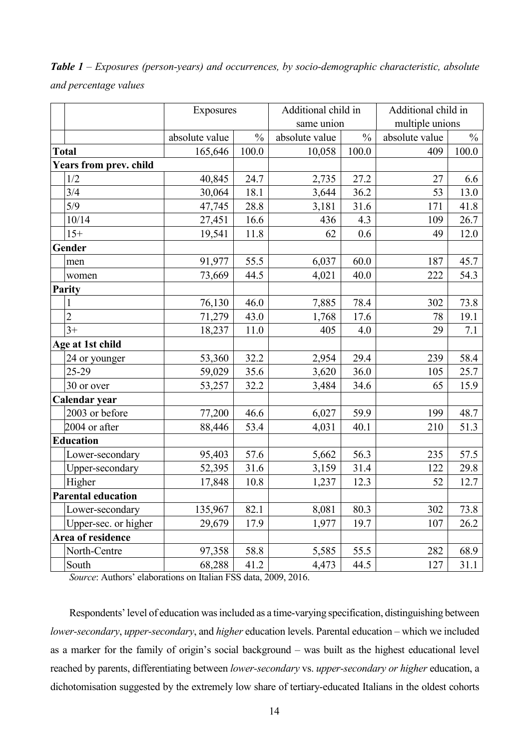***Table 1*** *– Exposures (person-years) and occurrences, by socio-demographic characteristic, absolute and percentage values*

| | Exposures | | Additional child in same union | | Additional child in multiple unions | |
|---|---|---|---|---|---|---|
| | absolute value | % | absolute value | % | absolute value | % |
| **Total** | 165,646 | 100.0 | 10,058 | 100.0 | 409 | 100.0 |
| **Years from prev. child** | | | | | | |
| 1/2 | 40,845 | 24.7 | 2,735 | 27.2 | 27 | 6.6 |
| 3/4 | 30,064 | 18.1 | 3,644 | 36.2 | 53 | 13.0 |
| 5/9 | 47,745 | 28.8 | 3,181 | 31.6 | 171 | 41.8 |
| 10/14 | 27,451 | 16.6 | 436 | 4.3 | 109 | 26.7 |
| 15+ | 19,541 | 11.8 | 62 | 0.6 | 49 | 12.0 |
| **Gender** | | | | | | |
| men | 91,977 | 55.5 | 6,037 | 60.0 | 187 | 45.7 |
| women | 73,669 | 44.5 | 4,021 | 40.0 | 222 | 54.3 |
| **Parity** | | | | | | |
| 1 | 76,130 | 46.0 | 7,885 | 78.4 | 302 | 73.8 |
| 2 | 71,279 | 43.0 | 1,768 | 17.6 | 78 | 19.1 |
| 3+ | 18,237 | 11.0 | 405 | 4.0 | 29 | 7.1 |
| **Age at 1st child** | | | | | | |
| 24 or younger | 53,360 | 32.2 | 2,954 | 29.4 | 239 | 58.4 |
| 25-29 | 59,029 | 35.6 | 3,620 | 36.0 | 105 | 25.7 |
| 30 or over | 53,257 | 32.2 | 3,484 | 34.6 | 65 | 15.9 |
| **Calendar year** | | | | | | |
| 2003 or before | 77,200 | 46.6 | 6,027 | 59.9 | 199 | 48.7 |
| 2004 or after | 88,446 | 53.4 | 4,031 | 40.1 | 210 | 51.3 |
| **Education** | | | | | | |
| Lower-secondary | 95,403 | 57.6 | 5,662 | 56.3 | 235 | 57.5 |
| Upper-secondary | 52,395 | 31.6 | 3,159 | 31.4 | 122 | 29.8 |
| Higher | 17,848 | 10.8 | 1,237 | 12.3 | 52 | 12.7 |
| **Parental education** | | | | | | |
| Lower-secondary | 135,967 | 82.1 | 8,081 | 80.3 | 302 | 73.8 |
| Upper-sec. or higher | 29,679 | 17.9 | 1,977 | 19.7 | 107 | 26.2 |
| **Area of residence** | | | | | | |
| North-Centre | 97,358 | 58.8 | 5,585 | 55.5 | 282 | 68.9 |
| South | 68,288 | 41.2 | 4,473 | 44.5 | 127 | 31.1 |

*Source*: Authors' elaborations on Italian FSS data, 2009, 2016.

Respondents' level of education was included as a time-varying specification, distinguishing between *lower-secondary*, *upper-secondary*, and *higher* education levels. Parental education – which we included as a marker for the family of origin's social background – was built as the highest educational level reached by parents, differentiating between *lower-secondary* vs. *upper-secondary or higher* education, a dichotomisation suggested by the extremely low share of tertiary-educated Italians in the oldest cohorts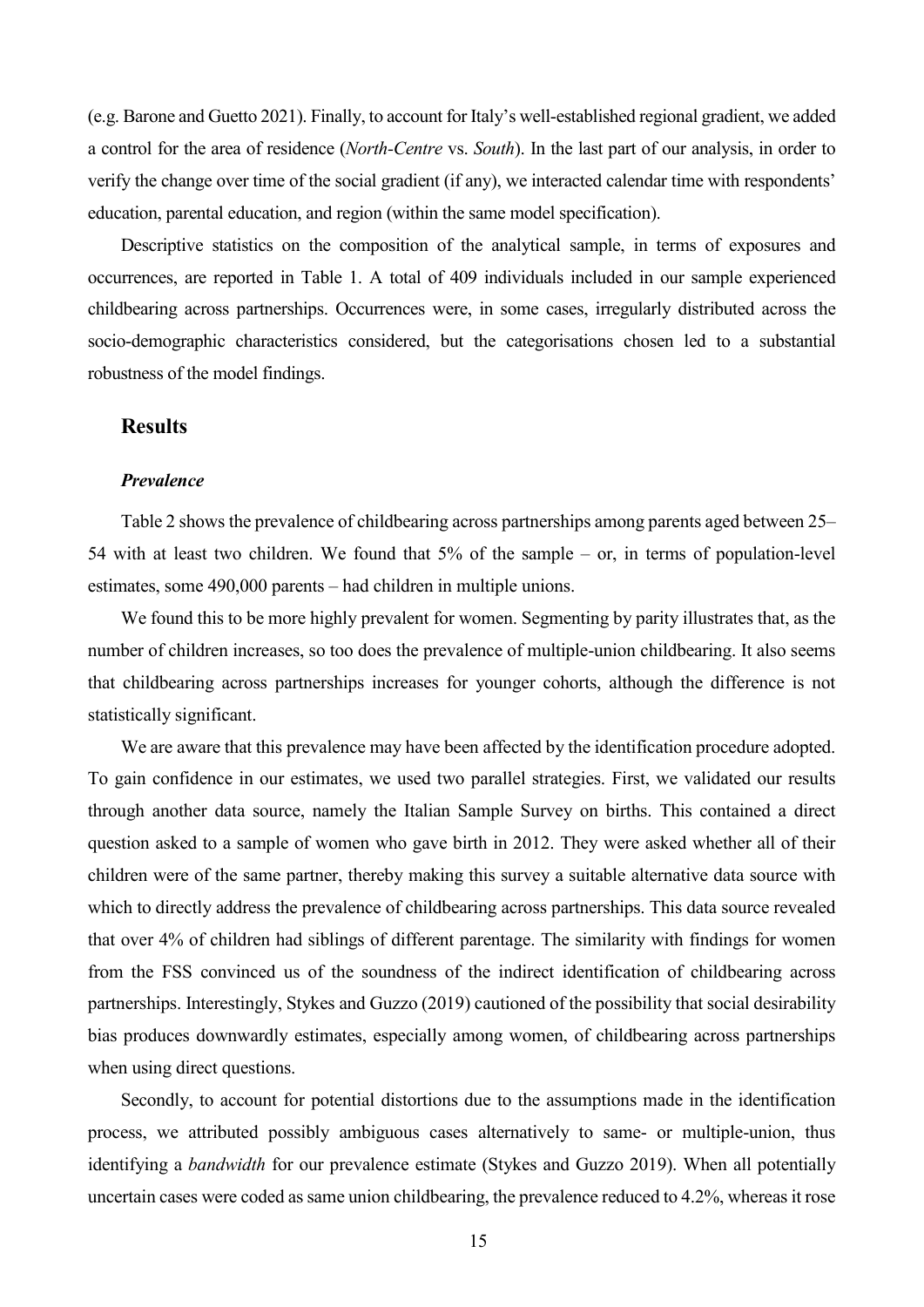(e.g. Barone and Guetto 2021). Finally, to account for Italy's well-established regional gradient, we added a control for the area of residence (*North-Centre* vs. *South*). In the last part of our analysis, in order to verify the change over time of the social gradient (if any), we interacted calendar time with respondents' education, parental education, and region (within the same model specification).

Descriptive statistics on the composition of the analytical sample, in terms of exposures and occurrences, are reported in Table 1. A total of 409 individuals included in our sample experienced childbearing across partnerships. Occurrences were, in some cases, irregularly distributed across the socio-demographic characteristics considered, but the categorisations chosen led to a substantial robustness of the model findings.

## Results

### *Prevalence*

Table 2 shows the prevalence of childbearing across partnerships among parents aged between 25–54 with at least two children. We found that 5% of the sample – or, in terms of population-level estimates, some 490,000 parents – had children in multiple unions.

We found this to be more highly prevalent for women. Segmenting by parity illustrates that, as the number of children increases, so too does the prevalence of multiple-union childbearing. It also seems that childbearing across partnerships increases for younger cohorts, although the difference is not statistically significant.

We are aware that this prevalence may have been affected by the identification procedure adopted. To gain confidence in our estimates, we used two parallel strategies. First, we validated our results through another data source, namely the Italian Sample Survey on births. This contained a direct question asked to a sample of women who gave birth in 2012. They were asked whether all of their children were of the same partner, thereby making this survey a suitable alternative data source with which to directly address the prevalence of childbearing across partnerships. This data source revealed that over 4% of children had siblings of different parentage. The similarity with findings for women from the FSS convinced us of the soundness of the indirect identification of childbearing across partnerships. Interestingly, Stykes and Guzzo (2019) cautioned of the possibility that social desirability bias produces downwardly estimates, especially among women, of childbearing across partnerships when using direct questions.

Secondly, to account for potential distortions due to the assumptions made in the identification process, we attributed possibly ambiguous cases alternatively to same- or multiple-union, thus identifying a *bandwidth* for our prevalence estimate (Stykes and Guzzo 2019). When all potentially uncertain cases were coded as same union childbearing, the prevalence reduced to 4.2%, whereas it rose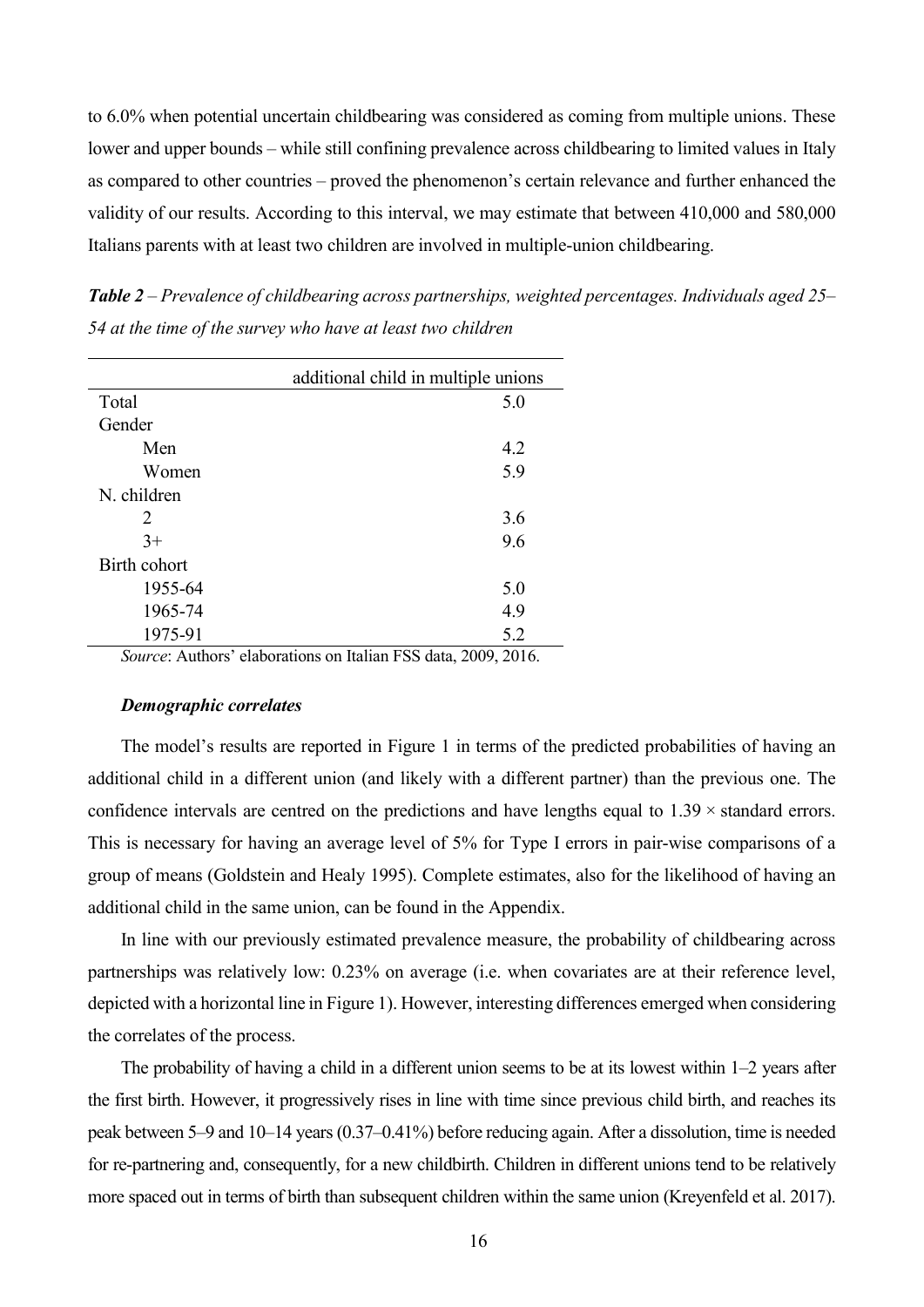to 6.0% when potential uncertain childbearing was considered as coming from multiple unions. These lower and upper bounds – while still confining prevalence across childbearing to limited values in Italy as compared to other countries – proved the phenomenon's certain relevance and further enhanced the validity of our results. According to this interval, we may estimate that between 410,000 and 580,000 Italians parents with at least two children are involved in multiple-union childbearing.

***Table 2*** *– Prevalence of childbearing across partnerships, weighted percentages. Individuals aged 25–54 at the time of the survey who have at least two children*

| | additional child in multiple unions |
|---|---|
| Total | 5.0 |
| Gender | |
| Men | 4.2 |
| Women | 5.9 |
| N. children | |
| 2 | 3.6 |
| 3+ | 9.6 |
| Birth cohort | |
| 1955-64 | 5.0 |
| 1965-74 | 4.9 |
| 1975-91 | 5.2 |

*Source*: Authors' elaborations on Italian FSS data, 2009, 2016.

### *Demographic correlates*

The model's results are reported in Figure 1 in terms of the predicted probabilities of having an additional child in a different union (and likely with a different partner) than the previous one. The confidence intervals are centred on the predictions and have lengths equal to $1.39 \times$ standard errors. This is necessary for having an average level of 5% for Type I errors in pair-wise comparisons of a group of means (Goldstein and Healy 1995). Complete estimates, also for the likelihood of having an additional child in the same union, can be found in the Appendix.

In line with our previously estimated prevalence measure, the probability of childbearing across partnerships was relatively low: 0.23% on average (i.e. when covariates are at their reference level, depicted with a horizontal line in Figure 1). However, interesting differences emerged when considering the correlates of the process.

The probability of having a child in a different union seems to be at its lowest within 1–2 years after the first birth. However, it progressively rises in line with time since previous child birth, and reaches its peak between 5–9 and 10–14 years (0.37–0.41%) before reducing again. After a dissolution, time is needed for re-partnering and, consequently, for a new childbirth. Children in different unions tend to be relatively more spaced out in terms of birth than subsequent children within the same union (Kreyenfeld et al. 2017).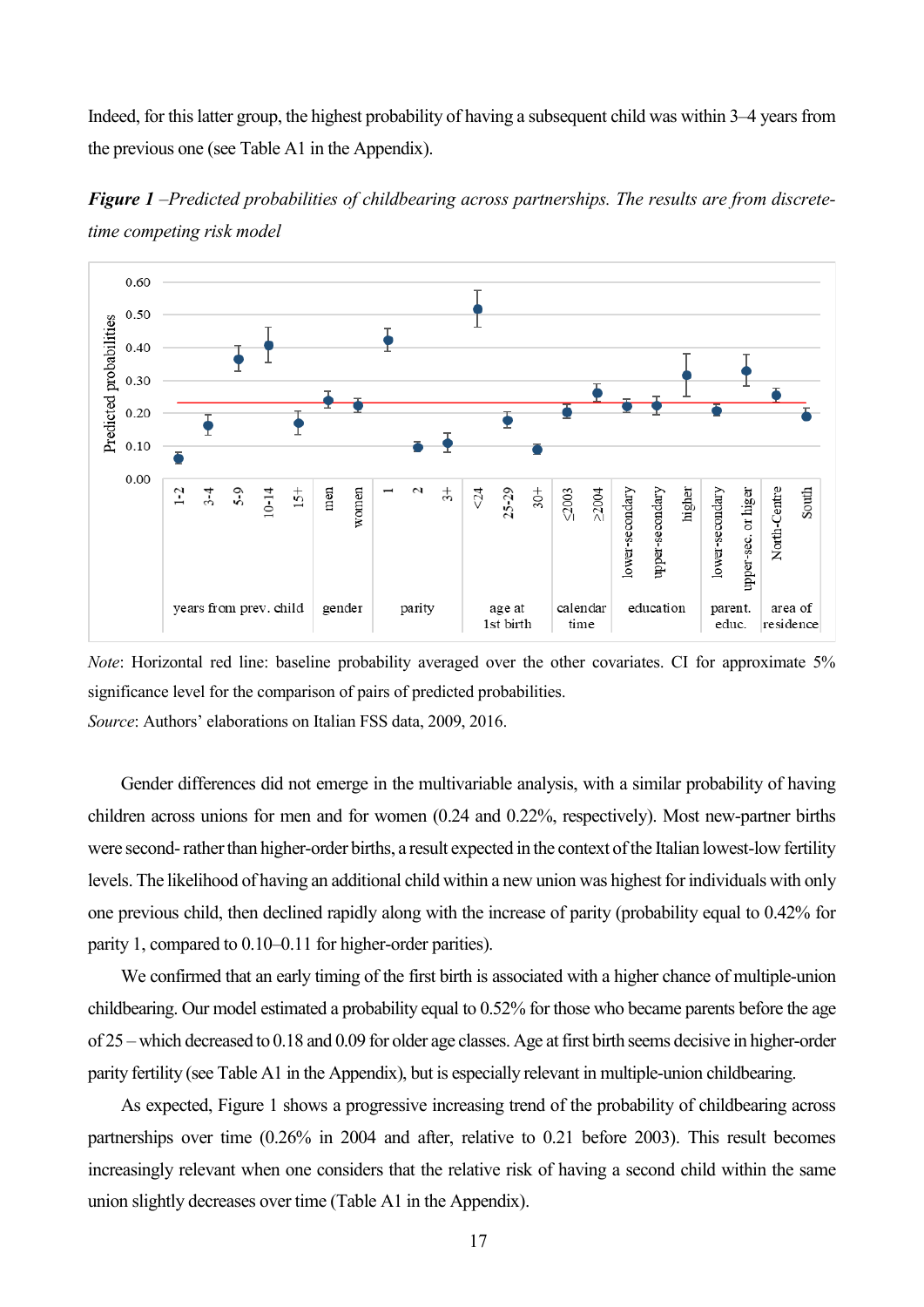Indeed, for this latter group, the highest probability of having a subsequent child was within 3–4 years from the previous one (see Table A1 in the Appendix).

***Figure 1** –Predicted probabilities of childbearing across partnerships. The results are from discrete-time competing risk model*

*Note*: Horizontal red line: baseline probability averaged over the other covariates. CI for approximate 5% significance level for the comparison of pairs of predicted probabilities.
*Source*: Authors' elaborations on Italian FSS data, 2009, 2016.

Gender differences did not emerge in the multivariable analysis, with a similar probability of having children across unions for men and for women (0.24 and 0.22%, respectively). Most new-partner births were second- rather than higher-order births, a result expected in the context of the Italian lowest-low fertility levels. The likelihood of having an additional child within a new union was highest for individuals with only one previous child, then declined rapidly along with the increase of parity (probability equal to 0.42% for parity 1, compared to 0.10–0.11 for higher-order parities).

We confirmed that an early timing of the first birth is associated with a higher chance of multiple-union childbearing. Our model estimated a probability equal to 0.52% for those who became parents before the age of 25 – which decreased to 0.18 and 0.09 for older age classes. Age at first birth seems decisive in higher-order parity fertility (see Table A1 in the Appendix), but is especially relevant in multiple-union childbearing.

As expected, Figure 1 shows a progressive increasing trend of the probability of childbearing across partnerships over time (0.26% in 2004 and after, relative to 0.21 before 2003). This result becomes increasingly relevant when one considers that the relative risk of having a second child within the same union slightly decreases over time (Table A1 in the Appendix).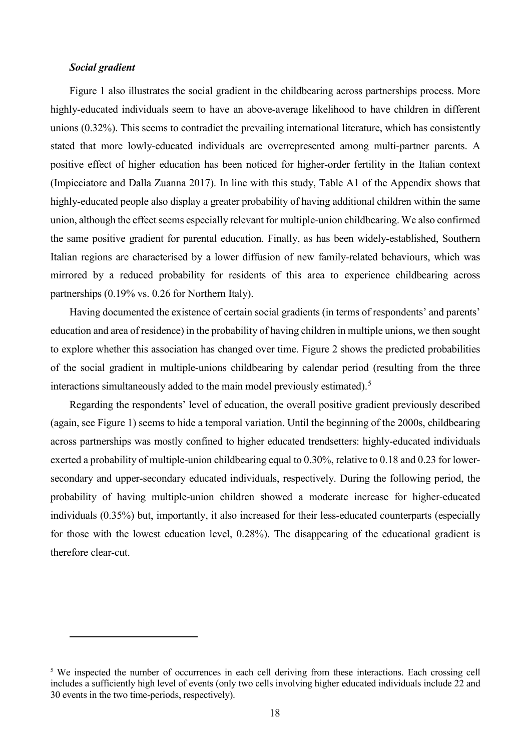***Social gradient***

Figure 1 also illustrates the social gradient in the childbearing across partnerships process. More highly-educated individuals seem to have an above-average likelihood to have children in different unions (0.32%). This seems to contradict the prevailing international literature, which has consistently stated that more lowly-educated individuals are overrepresented among multi-partner parents. A positive effect of higher education has been noticed for higher-order fertility in the Italian context (Impicciatore and Dalla Zuanna 2017). In line with this study, Table A1 of the Appendix shows that highly-educated people also display a greater probability of having additional children within the same union, although the effect seems especially relevant for multiple-union childbearing. We also confirmed the same positive gradient for parental education. Finally, as has been widely-established, Southern Italian regions are characterised by a lower diffusion of new family-related behaviours, which was mirrored by a reduced probability for residents of this area to experience childbearing across partnerships (0.19% vs. 0.26 for Northern Italy).

Having documented the existence of certain social gradients (in terms of respondents' and parents' education and area of residence) in the probability of having children in multiple unions, we then sought to explore whether this association has changed over time. Figure 2 shows the predicted probabilities of the social gradient in multiple-unions childbearing by calendar period (resulting from the three interactions simultaneously added to the main model previously estimated).[5]

Regarding the respondents' level of education, the overall positive gradient previously described (again, see Figure 1) seems to hide a temporal variation. Until the beginning of the 2000s, childbearing across partnerships was mostly confined to higher educated trendsetters: highly-educated individuals exerted a probability of multiple-union childbearing equal to 0.30%, relative to 0.18 and 0.23 for lower-secondary and upper-secondary educated individuals, respectively. During the following period, the probability of having multiple-union children showed a moderate increase for higher-educated individuals (0.35%) but, importantly, it also increased for their less-educated counterparts (especially for those with the lowest education level, 0.28%). The disappearing of the educational gradient is therefore clear-cut.

[5] We inspected the number of occurrences in each cell deriving from these interactions. Each crossing cell includes a sufficiently high level of events (only two cells involving higher educated individuals include 22 and 30 events in the two time-periods, respectively).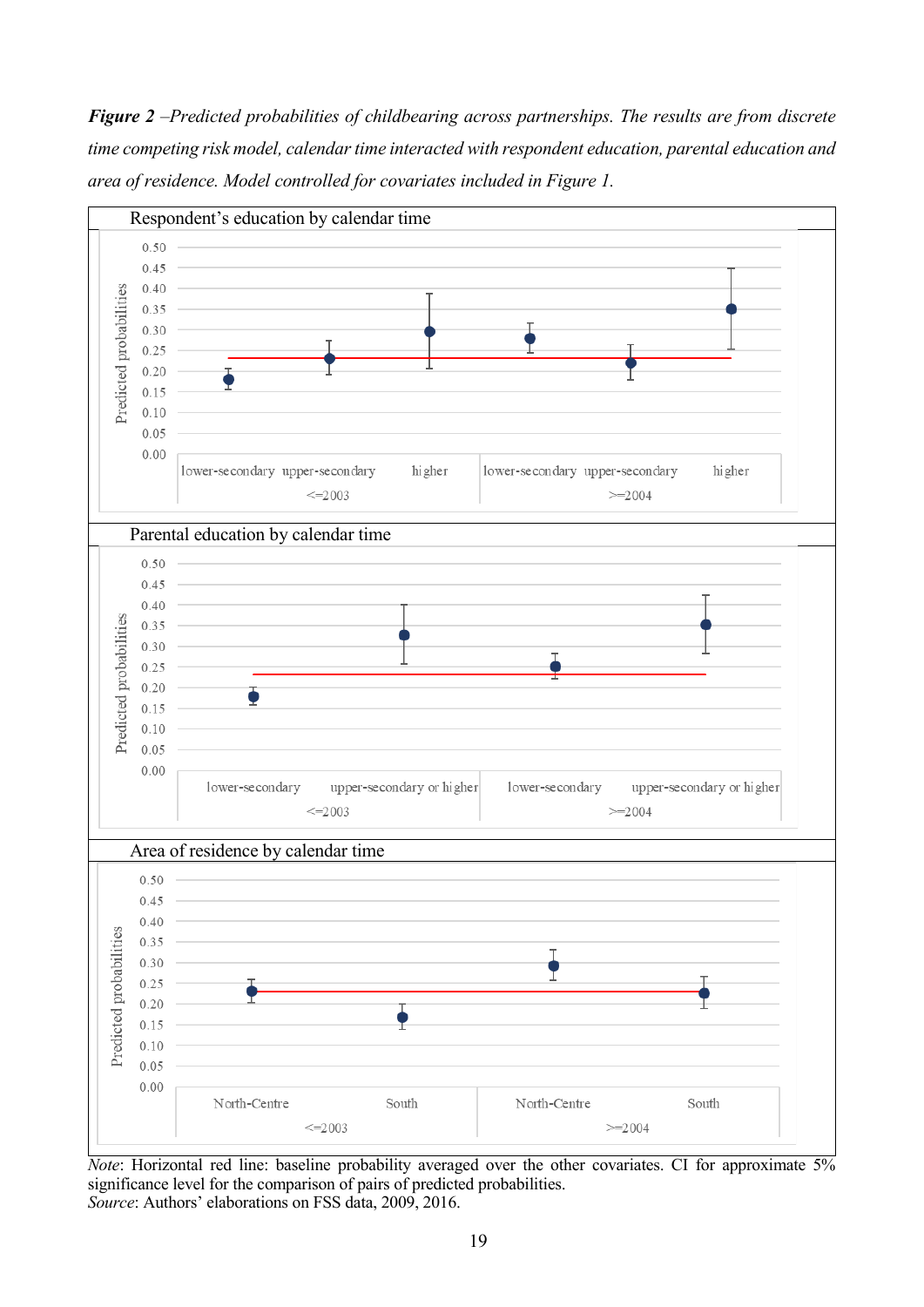***Figure 2*** *–Predicted probabilities of childbearing across partnerships. The results are from discrete time competing risk model, calendar time interacted with respondent education, parental education and area of residence. Model controlled for covariates included in Figure 1.*

*Note*: Horizontal red line: baseline probability averaged over the other covariates. CI for approximate 5% significance level for the comparison of pairs of predicted probabilities.
*Source*: Authors' elaborations on FSS data, 2009, 2016.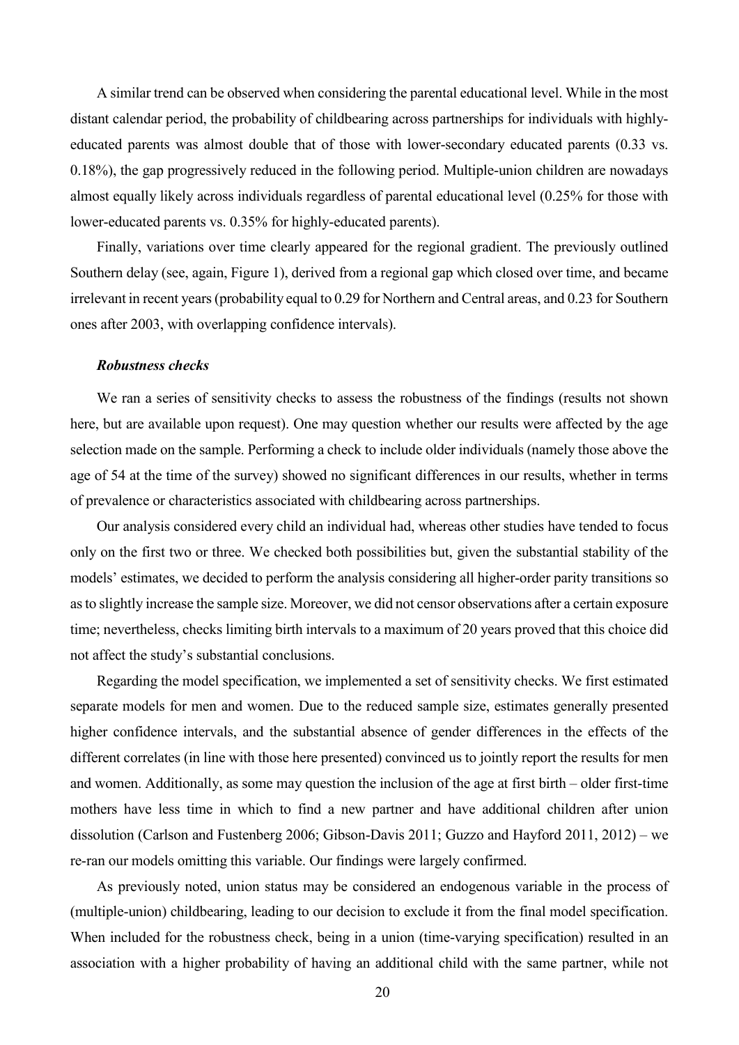A similar trend can be observed when considering the parental educational level. While in the most distant calendar period, the probability of childbearing across partnerships for individuals with highly-educated parents was almost double that of those with lower-secondary educated parents (0.33 vs. 0.18%), the gap progressively reduced in the following period. Multiple-union children are nowadays almost equally likely across individuals regardless of parental educational level (0.25% for those with lower-educated parents vs. 0.35% for highly-educated parents).

Finally, variations over time clearly appeared for the regional gradient. The previously outlined Southern delay (see, again, Figure 1), derived from a regional gap which closed over time, and became irrelevant in recent years (probability equal to 0.29 for Northern and Central areas, and 0.23 for Southern ones after 2003, with overlapping confidence intervals).

#### *Robustness checks*

We ran a series of sensitivity checks to assess the robustness of the findings (results not shown here, but are available upon request). One may question whether our results were affected by the age selection made on the sample. Performing a check to include older individuals (namely those above the age of 54 at the time of the survey) showed no significant differences in our results, whether in terms of prevalence or characteristics associated with childbearing across partnerships.

Our analysis considered every child an individual had, whereas other studies have tended to focus only on the first two or three. We checked both possibilities but, given the substantial stability of the models' estimates, we decided to perform the analysis considering all higher-order parity transitions so as to slightly increase the sample size. Moreover, we did not censor observations after a certain exposure time; nevertheless, checks limiting birth intervals to a maximum of 20 years proved that this choice did not affect the study's substantial conclusions.

Regarding the model specification, we implemented a set of sensitivity checks. We first estimated separate models for men and women. Due to the reduced sample size, estimates generally presented higher confidence intervals, and the substantial absence of gender differences in the effects of the different correlates (in line with those here presented) convinced us to jointly report the results for men and women. Additionally, as some may question the inclusion of the age at first birth – older first-time mothers have less time in which to find a new partner and have additional children after union dissolution (Carlson and Fustenberg 2006; Gibson-Davis 2011; Guzzo and Hayford 2011, 2012) – we re-ran our models omitting this variable. Our findings were largely confirmed.

As previously noted, union status may be considered an endogenous variable in the process of (multiple-union) childbearing, leading to our decision to exclude it from the final model specification. When included for the robustness check, being in a union (time-varying specification) resulted in an association with a higher probability of having an additional child with the same partner, while not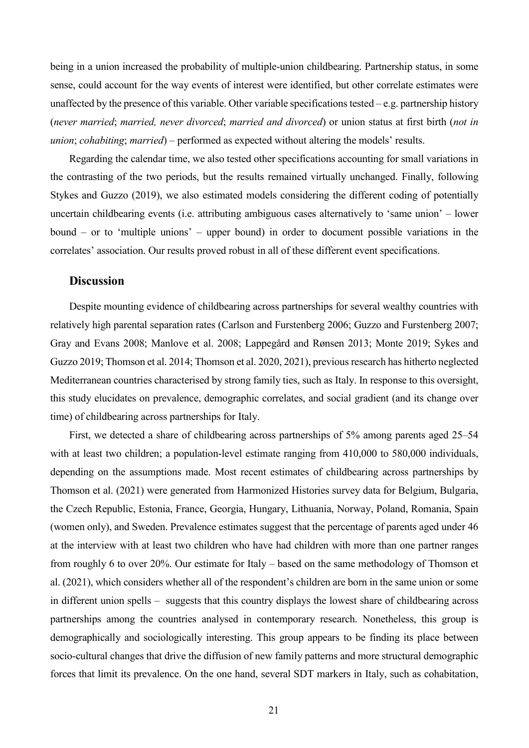being in a union increased the probability of multiple-union childbearing. Partnership status, in some sense, could account for the way events of interest were identified, but other correlate estimates were unaffected by the presence of this variable. Other variable specifications tested – e.g. partnership history (*never married*; *married, never divorced*; *married and divorced*) or union status at first birth (*not in union*; *cohabiting*; *married*) – performed as expected without altering the models' results.

Regarding the calendar time, we also tested other specifications accounting for small variations in the contrasting of the two periods, but the results remained virtually unchanged. Finally, following Stykes and Guzzo (2019), we also estimated models considering the different coding of potentially uncertain childbearing events (i.e. attributing ambiguous cases alternatively to 'same union' – lower bound – or to 'multiple unions' – upper bound) in order to document possible variations in the correlates' association. Our results proved robust in all of these different event specifications.

## Discussion

Despite mounting evidence of childbearing across partnerships for several wealthy countries with relatively high parental separation rates (Carlson and Furstenberg 2006; Guzzo and Furstenberg 2007; Gray and Evans 2008; Manlove et al. 2008; Lappegård and Rønsen 2013; Monte 2019; Sykes and Guzzo 2019; Thomson et al. 2014; Thomson et al. 2020, 2021), previous research has hitherto neglected Mediterranean countries characterised by strong family ties, such as Italy. In response to this oversight, this study elucidates on prevalence, demographic correlates, and social gradient (and its change over time) of childbearing across partnerships for Italy.

First, we detected a share of childbearing across partnerships of 5% among parents aged 25–54 with at least two children; a population-level estimate ranging from 410,000 to 580,000 individuals, depending on the assumptions made. Most recent estimates of childbearing across partnerships by Thomson et al. (2021) were generated from Harmonized Histories survey data for Belgium, Bulgaria, the Czech Republic, Estonia, France, Georgia, Hungary, Lithuania, Norway, Poland, Romania, Spain (women only), and Sweden. Prevalence estimates suggest that the percentage of parents aged under 46 at the interview with at least two children who have had children with more than one partner ranges from roughly 6 to over 20%. Our estimate for Italy – based on the same methodology of Thomson et al. (2021), which considers whether all of the respondent's children are born in the same union or some in different union spells – suggests that this country displays the lowest share of childbearing across partnerships among the countries analysed in contemporary research. Nonetheless, this group is demographically and sociologically interesting. This group appears to be finding its place between socio-cultural changes that drive the diffusion of new family patterns and more structural demographic forces that limit its prevalence. On the one hand, several SDT markers in Italy, such as cohabitation,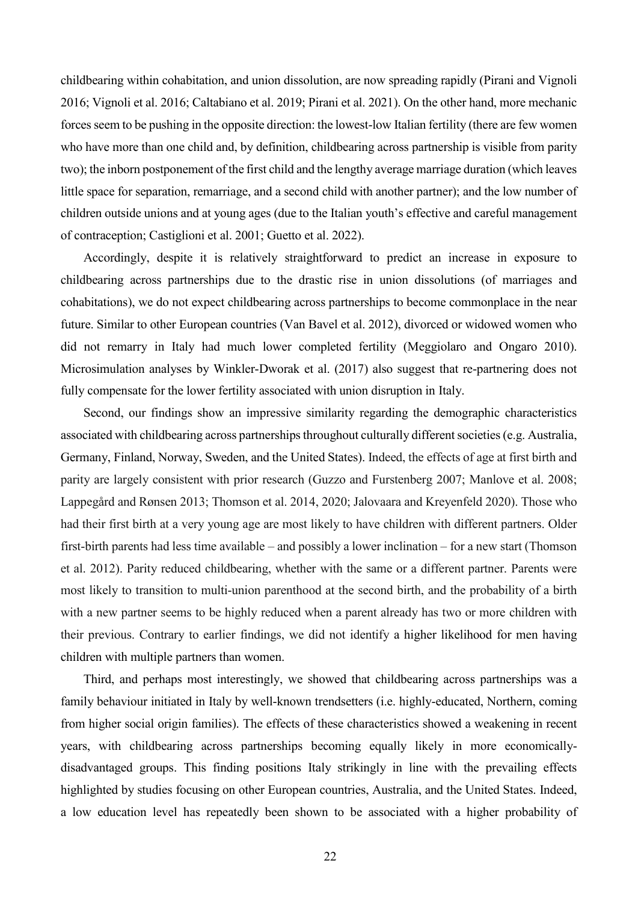childbearing within cohabitation, and union dissolution, are now spreading rapidly (Pirani and Vignoli 2016; Vignoli et al. 2016; Caltabiano et al. 2019; Pirani et al. 2021). On the other hand, more mechanic forces seem to be pushing in the opposite direction: the lowest-low Italian fertility (there are few women who have more than one child and, by definition, childbearing across partnership is visible from parity two); the inborn postponement of the first child and the lengthy average marriage duration (which leaves little space for separation, remarriage, and a second child with another partner); and the low number of children outside unions and at young ages (due to the Italian youth's effective and careful management of contraception; Castiglioni et al. 2001; Guetto et al. 2022).

Accordingly, despite it is relatively straightforward to predict an increase in exposure to childbearing across partnerships due to the drastic rise in union dissolutions (of marriages and cohabitations), we do not expect childbearing across partnerships to become commonplace in the near future. Similar to other European countries (Van Bavel et al. 2012), divorced or widowed women who did not remarry in Italy had much lower completed fertility (Meggiolaro and Ongaro 2010). Microsimulation analyses by Winkler-Dworak et al. (2017) also suggest that re-partnering does not fully compensate for the lower fertility associated with union disruption in Italy.

Second, our findings show an impressive similarity regarding the demographic characteristics associated with childbearing across partnerships throughout culturally different societies (e.g. Australia, Germany, Finland, Norway, Sweden, and the United States). Indeed, the effects of age at first birth and parity are largely consistent with prior research (Guzzo and Furstenberg 2007; Manlove et al. 2008; Lappegård and Rønsen 2013; Thomson et al. 2014, 2020; Jalovaara and Kreyenfeld 2020). Those who had their first birth at a very young age are most likely to have children with different partners. Older first-birth parents had less time available – and possibly a lower inclination – for a new start (Thomson et al. 2012). Parity reduced childbearing, whether with the same or a different partner. Parents were most likely to transition to multi-union parenthood at the second birth, and the probability of a birth with a new partner seems to be highly reduced when a parent already has two or more children with their previous. Contrary to earlier findings, we did not identify a higher likelihood for men having children with multiple partners than women.

Third, and perhaps most interestingly, we showed that childbearing across partnerships was a family behaviour initiated in Italy by well-known trendsetters (i.e. highly-educated, Northern, coming from higher social origin families). The effects of these characteristics showed a weakening in recent years, with childbearing across partnerships becoming equally likely in more economically-disadvantaged groups. This finding positions Italy strikingly in line with the prevailing effects highlighted by studies focusing on other European countries, Australia, and the United States. Indeed, a low education level has repeatedly been shown to be associated with a higher probability of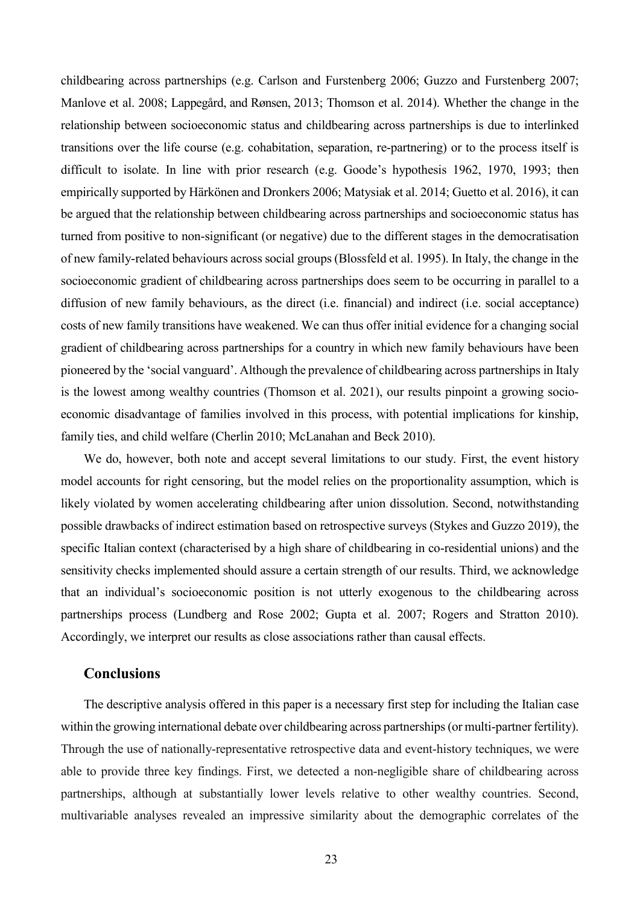childbearing across partnerships (e.g. Carlson and Furstenberg 2006; Guzzo and Furstenberg 2007; Manlove et al. 2008; Lappegård, and Rønsen, 2013; Thomson et al. 2014). Whether the change in the relationship between socioeconomic status and childbearing across partnerships is due to interlinked transitions over the life course (e.g. cohabitation, separation, re-partnering) or to the process itself is difficult to isolate. In line with prior research (e.g. Goode's hypothesis 1962, 1970, 1993; then empirically supported by Härkönen and Dronkers 2006; Matysiak et al. 2014; Guetto et al. 2016), it can be argued that the relationship between childbearing across partnerships and socioeconomic status has turned from positive to non-significant (or negative) due to the different stages in the democratisation of new family-related behaviours across social groups (Blossfeld et al. 1995). In Italy, the change in the socioeconomic gradient of childbearing across partnerships does seem to be occurring in parallel to a diffusion of new family behaviours, as the direct (i.e. financial) and indirect (i.e. social acceptance) costs of new family transitions have weakened. We can thus offer initial evidence for a changing social gradient of childbearing across partnerships for a country in which new family behaviours have been pioneered by the 'social vanguard'. Although the prevalence of childbearing across partnerships in Italy is the lowest among wealthy countries (Thomson et al. 2021), our results pinpoint a growing socio-economic disadvantage of families involved in this process, with potential implications for kinship, family ties, and child welfare (Cherlin 2010; McLanahan and Beck 2010).

We do, however, both note and accept several limitations to our study. First, the event history model accounts for right censoring, but the model relies on the proportionality assumption, which is likely violated by women accelerating childbearing after union dissolution. Second, notwithstanding possible drawbacks of indirect estimation based on retrospective surveys (Stykes and Guzzo 2019), the specific Italian context (characterised by a high share of childbearing in co-residential unions) and the sensitivity checks implemented should assure a certain strength of our results. Third, we acknowledge that an individual's socioeconomic position is not utterly exogenous to the childbearing across partnerships process (Lundberg and Rose 2002; Gupta et al. 2007; Rogers and Stratton 2010). Accordingly, we interpret our results as close associations rather than causal effects.

## Conclusions

The descriptive analysis offered in this paper is a necessary first step for including the Italian case within the growing international debate over childbearing across partnerships (or multi-partner fertility). Through the use of nationally-representative retrospective data and event-history techniques, we were able to provide three key findings. First, we detected a non-negligible share of childbearing across partnerships, although at substantially lower levels relative to other wealthy countries. Second, multivariable analyses revealed an impressive similarity about the demographic correlates of the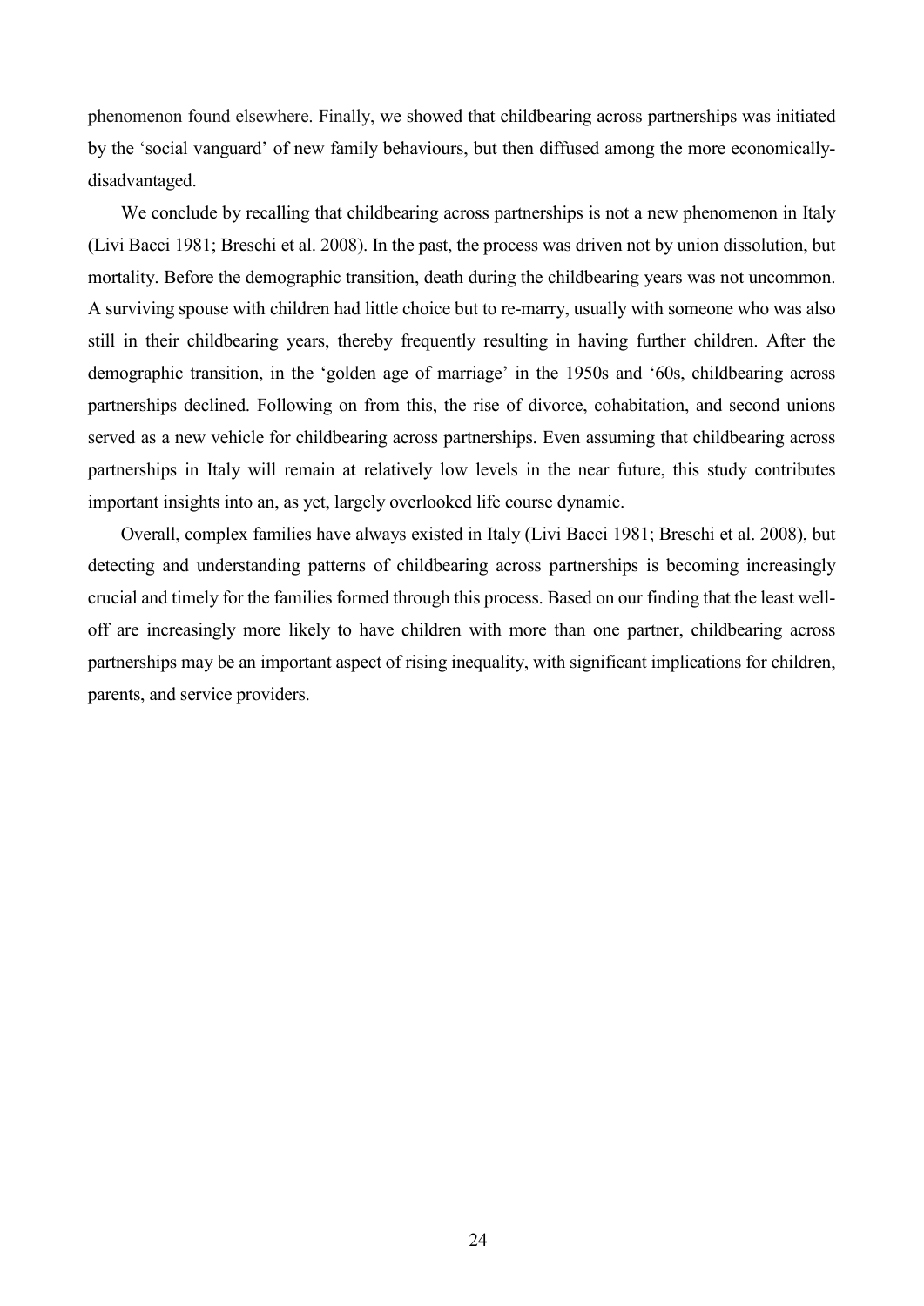phenomenon found elsewhere. Finally, we showed that childbearing across partnerships was initiated by the 'social vanguard' of new family behaviours, but then diffused among the more economically-disadvantaged.

We conclude by recalling that childbearing across partnerships is not a new phenomenon in Italy (Livi Bacci 1981; Breschi et al. 2008). In the past, the process was driven not by union dissolution, but mortality. Before the demographic transition, death during the childbearing years was not uncommon. A surviving spouse with children had little choice but to re-marry, usually with someone who was also still in their childbearing years, thereby frequently resulting in having further children. After the demographic transition, in the 'golden age of marriage' in the 1950s and '60s, childbearing across partnerships declined. Following on from this, the rise of divorce, cohabitation, and second unions served as a new vehicle for childbearing across partnerships. Even assuming that childbearing across partnerships in Italy will remain at relatively low levels in the near future, this study contributes important insights into an, as yet, largely overlooked life course dynamic.

Overall, complex families have always existed in Italy (Livi Bacci 1981; Breschi et al. 2008), but detecting and understanding patterns of childbearing across partnerships is becoming increasingly crucial and timely for the families formed through this process. Based on our finding that the least well-off are increasingly more likely to have children with more than one partner, childbearing across partnerships may be an important aspect of rising inequality, with significant implications for children, parents, and service providers.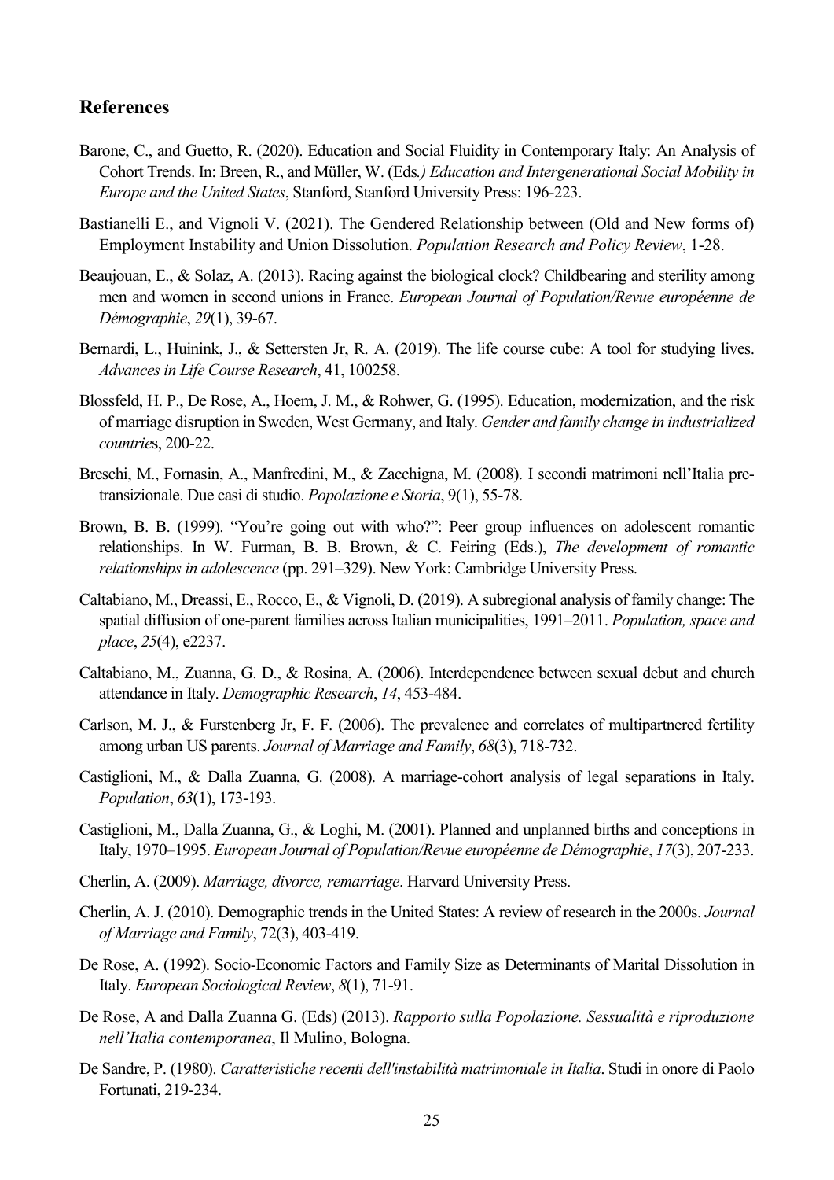## References

Barone, C., and Guetto, R. (2020). Education and Social Fluidity in Contemporary Italy: An Analysis of Cohort Trends. In: Breen, R., and Müller, W. (Eds*.) Education and Intergenerational Social Mobility in Europe and the United States*, Stanford, Stanford University Press: 196-223.

Bastianelli E., and Vignoli V. (2021). The Gendered Relationship between (Old and New forms of) Employment Instability and Union Dissolution. *Population Research and Policy Review*, 1-28.

Beaujouan, E., & Solaz, A. (2013). Racing against the biological clock? Childbearing and sterility among men and women in second unions in France. *European Journal of Population/Revue européenne de Démographie*, *29*(1), 39-67.

Bernardi, L., Huinink, J., & Settersten Jr, R. A. (2019). The life course cube: A tool for studying lives. *Advances in Life Course Research*, 41, 100258.

Blossfeld, H. P., De Rose, A., Hoem, J. M., & Rohwer, G. (1995). Education, modernization, and the risk of marriage disruption in Sweden, West Germany, and Italy. *Gender and family change in industrialized countrie*s, 200-22.

Breschi, M., Fornasin, A., Manfredini, M., & Zacchigna, M. (2008). I secondi matrimoni nell'Italia pre-transizionale. Due casi di studio. *Popolazione e Storia*, 9(1), 55-78.

Brown, B. B. (1999). "You're going out with who?": Peer group influences on adolescent romantic relationships. In W. Furman, B. B. Brown, & C. Feiring (Eds.), *The development of romantic relationships in adolescence* (pp. 291–329). New York: Cambridge University Press.

Caltabiano, M., Dreassi, E., Rocco, E., & Vignoli, D. (2019). A subregional analysis of family change: The spatial diffusion of one‐parent families across Italian municipalities, 1991–2011. *Population, space and place*, *25*(4), e2237.

Caltabiano, M., Zuanna, G. D., & Rosina, A. (2006). Interdependence between sexual debut and church attendance in Italy. *Demographic Research*, *14*, 453-484.

Carlson, M. J., & Furstenberg Jr, F. F. (2006). The prevalence and correlates of multipartnered fertility among urban US parents. *Journal of Marriage and Family*, *68*(3), 718-732.

Castiglioni, M., & Dalla Zuanna, G. (2008). A marriage-cohort analysis of legal separations in Italy. *Population*, *63*(1), 173-193.

Castiglioni, M., Dalla Zuanna, G., & Loghi, M. (2001). Planned and unplanned births and conceptions in Italy, 1970–1995. *European Journal of Population/Revue européenne de Démographie*, *17*(3), 207-233.

Cherlin, A. (2009). *Marriage, divorce, remarriage*. Harvard University Press.

Cherlin, A. J. (2010). Demographic trends in the United States: A review of research in the 2000s. *Journal of Marriage and Family*, 72(3), 403-419.

De Rose, A. (1992). Socio-Economic Factors and Family Size as Determinants of Marital Dissolution in Italy. *European Sociological Review*, *8*(1), 71-91.

De Rose, A and Dalla Zuanna G. (Eds) (2013). *Rapporto sulla Popolazione. Sessualità e riproduzione nell'Italia contemporanea*, Il Mulino, Bologna.

De Sandre, P. (1980). *Caratteristiche recenti dell'instabilità matrimoniale in Italia*. Studi in onore di Paolo Fortunati, 219-234.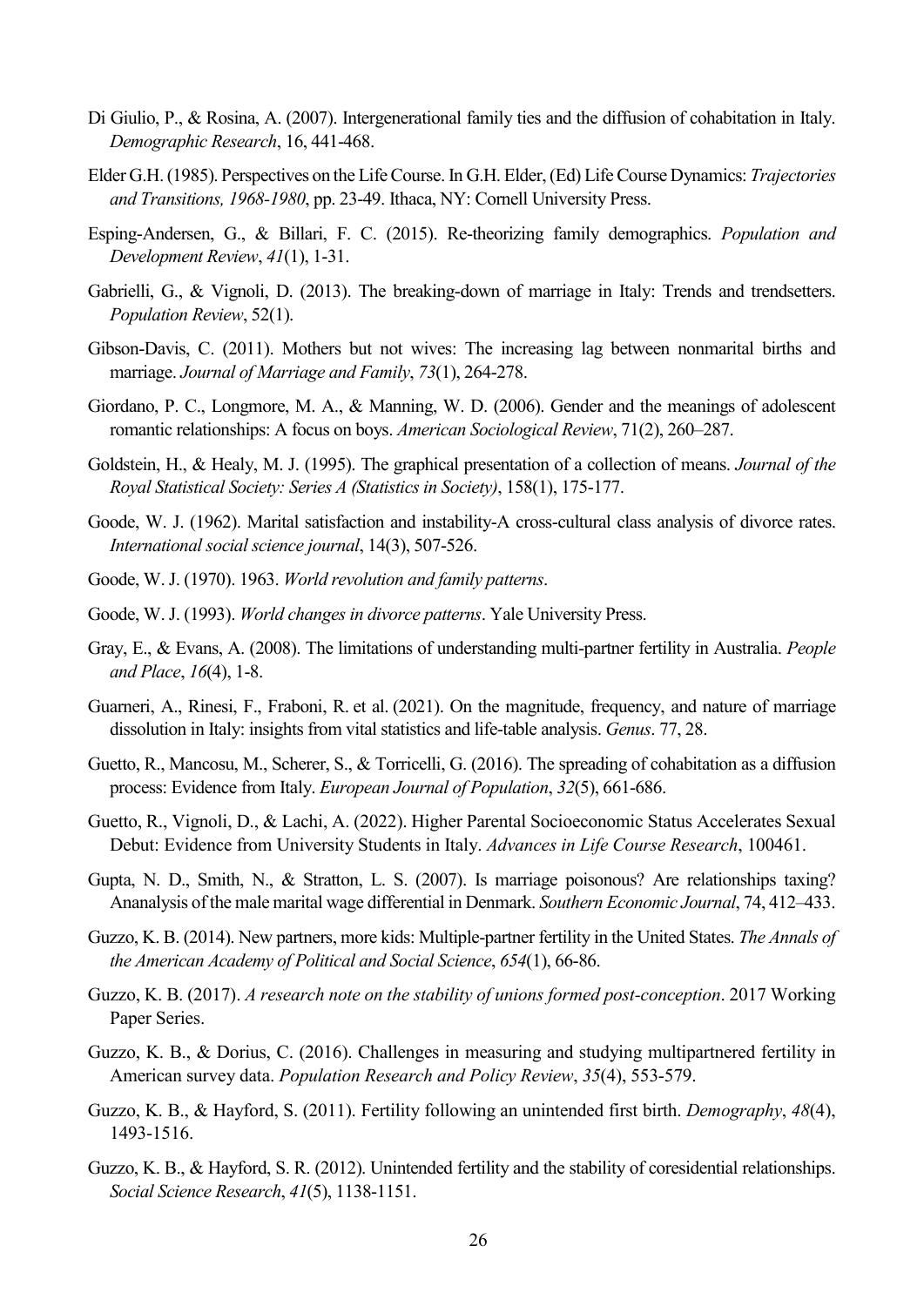Di Giulio, P., & Rosina, A. (2007). Intergenerational family ties and the diffusion of cohabitation in Italy. *Demographic Research*, 16, 441-468.

Elder G.H. (1985). Perspectives on the Life Course. In G.H. Elder, (Ed) Life Course Dynamics: *Trajectories and Transitions, 1968-1980*, pp. 23-49. Ithaca, NY: Cornell University Press.

Esping-Andersen, G., & Billari, F. C. (2015). Re-theorizing family demographics. *Population and Development Review*, *41*(1), 1-31.

Gabrielli, G., & Vignoli, D. (2013). The breaking-down of marriage in Italy: Trends and trendsetters. *Population Review*, 52(1).

Gibson-Davis, C. (2011). Mothers but not wives: The increasing lag between nonmarital births and marriage. *Journal of Marriage and Family*, *73*(1), 264-278.

Giordano, P. C., Longmore, M. A., & Manning, W. D. (2006). Gender and the meanings of adolescent romantic relationships: A focus on boys. *American Sociological Review*, 71(2), 260–287.

Goldstein, H., & Healy, M. J. (1995). The graphical presentation of a collection of means. *Journal of the Royal Statistical Society: Series A (Statistics in Society)*, 158(1), 175-177.

Goode, W. J. (1962). Marital satisfaction and instability-A cross-cultural class analysis of divorce rates. *International social science journal*, 14(3), 507-526.

Goode, W. J. (1970). 1963. *World revolution and family patterns*.

Goode, W. J. (1993). *World changes in divorce patterns*. Yale University Press.

Gray, E., & Evans, A. (2008). The limitations of understanding multi-partner fertility in Australia. *People and Place*, *16*(4), 1-8.

Guarneri, A., Rinesi, F., Fraboni, R. et al. (2021). On the magnitude, frequency, and nature of marriage dissolution in Italy: insights from vital statistics and life-table analysis. *Genus*. 77, 28.

Guetto, R., Mancosu, M., Scherer, S., & Torricelli, G. (2016). The spreading of cohabitation as a diffusion process: Evidence from Italy. *European Journal of Population*, *32*(5), 661-686.

Guetto, R., Vignoli, D., & Lachi, A. (2022). Higher Parental Socioeconomic Status Accelerates Sexual Debut: Evidence from University Students in Italy. *Advances in Life Course Research*, 100461.

Gupta, N. D., Smith, N., & Stratton, L. S. (2007). Is marriage poisonous? Are relationships taxing? Ananalysis of the male marital wage differential in Denmark. *Southern Economic Journal*, 74, 412–433.

Guzzo, K. B. (2014). New partners, more kids: Multiple-partner fertility in the United States. *The Annals of the American Academy of Political and Social Science*, *654*(1), 66-86.

Guzzo, K. B. (2017). *A research note on the stability of unions formed post-conception*. 2017 Working Paper Series.

Guzzo, K. B., & Dorius, C. (2016). Challenges in measuring and studying multipartnered fertility in American survey data. *Population Research and Policy Review*, *35*(4), 553-579.

Guzzo, K. B., & Hayford, S. (2011). Fertility following an unintended first birth. *Demography*, *48*(4), 1493-1516.

Guzzo, K. B., & Hayford, S. R. (2012). Unintended fertility and the stability of coresidential relationships. *Social Science Research*, *41*(5), 1138-1151.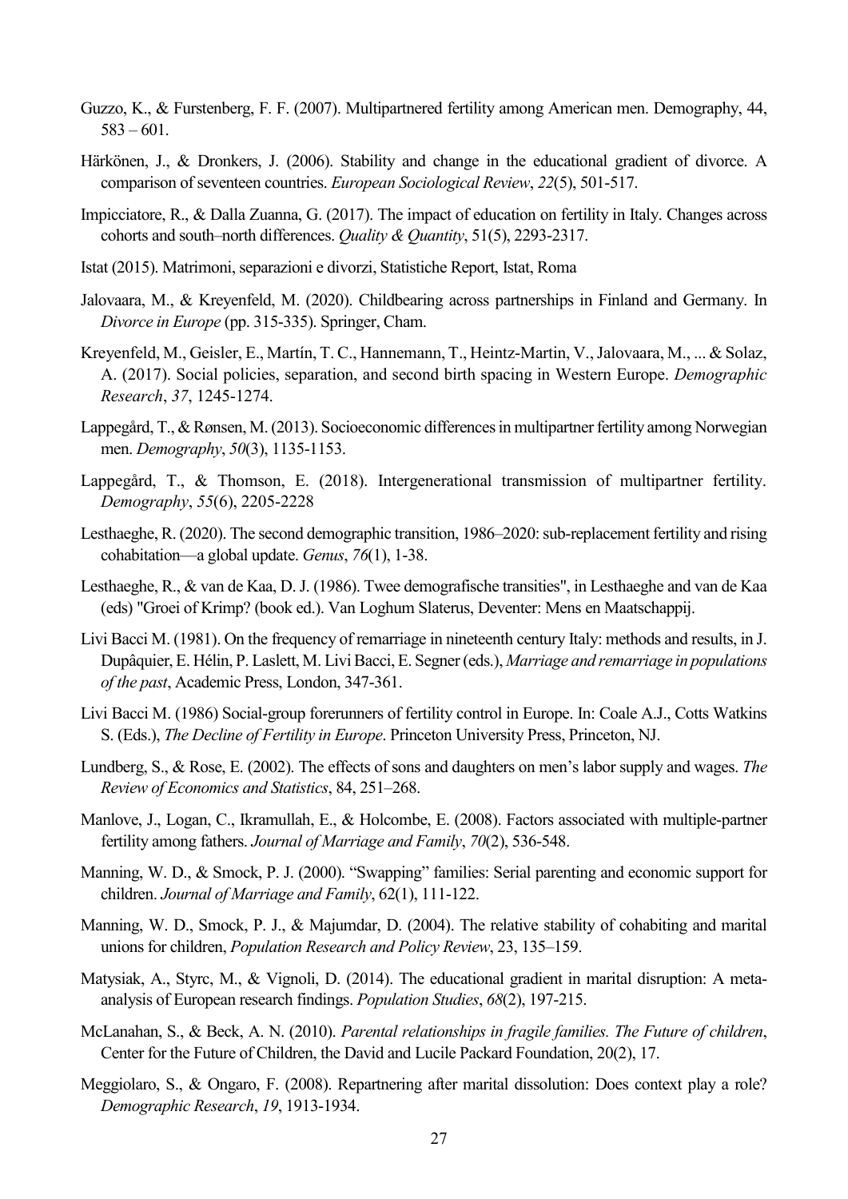Guzzo, K., & Furstenberg, F. F. (2007). Multipartnered fertility among American men. Demography, 44, 583 – 601.

Härkönen, J., & Dronkers, J. (2006). Stability and change in the educational gradient of divorce. A comparison of seventeen countries. *European Sociological Review*, *22*(5), 501-517.

Impicciatore, R., & Dalla Zuanna, G. (2017). The impact of education on fertility in Italy. Changes across cohorts and south–north differences. *Quality & Quantity*, 51(5), 2293-2317.

Istat (2015). Matrimoni, separazioni e divorzi, Statistiche Report, Istat, Roma

Jalovaara, M., & Kreyenfeld, M. (2020). Childbearing across partnerships in Finland and Germany. In *Divorce in Europe* (pp. 315-335). Springer, Cham.

Kreyenfeld, M., Geisler, E., Martín, T. C., Hannemann, T., Heintz-Martin, V., Jalovaara, M., ... & Solaz, A. (2017). Social policies, separation, and second birth spacing in Western Europe. *Demographic Research*, *37*, 1245-1274.

Lappegård, T., & Rønsen, M. (2013). Socioeconomic differences in multipartner fertility among Norwegian men. *Demography*, *50*(3), 1135-1153.

Lappegård, T., & Thomson, E. (2018). Intergenerational transmission of multipartner fertility. *Demography*, *55*(6), 2205-2228

Lesthaeghe, R. (2020). The second demographic transition, 1986–2020: sub-replacement fertility and rising cohabitation—a global update. *Genus*, *76*(1), 1-38.

Lesthaeghe, R., & van de Kaa, D. J. (1986). Twee demografische transities", in Lesthaeghe and van de Kaa (eds) "Groei of Krimp? (book ed.). Van Loghum Slaterus, Deventer: Mens en Maatschappij.

Livi Bacci M. (1981). On the frequency of remarriage in nineteenth century Italy: methods and results, in J. Dupâquier, E. Hélin, P. Laslett, M. Livi Bacci, E. Segner (eds.), *Marriage and remarriage in populations of the past*, Academic Press, London, 347-361.

Livi Bacci M. (1986) Social-group forerunners of fertility control in Europe. In: Coale A.J., Cotts Watkins S. (Eds.), *The Decline of Fertility in Europe*. Princeton University Press, Princeton, NJ.

Lundberg, S., & Rose, E. (2002). The effects of sons and daughters on men's labor supply and wages. *The Review of Economics and Statistics*, 84, 251–268.

Manlove, J., Logan, C., Ikramullah, E., & Holcombe, E. (2008). Factors associated with multiple-partner fertility among fathers. *Journal of Marriage and Family*, *70*(2), 536-548.

Manning, W. D., & Smock, P. J. (2000). "Swapping" families: Serial parenting and economic support for children. *Journal of Marriage and Family*, 62(1), 111-122.

Manning, W. D., Smock, P. J., & Majumdar, D. (2004). The relative stability of cohabiting and marital unions for children, *Population Research and Policy Review*, 23, 135–159.

Matysiak, A., Styrc, M., & Vignoli, D. (2014). The educational gradient in marital disruption: A meta-analysis of European research findings. *Population Studies*, *68*(2), 197-215.

McLanahan, S., & Beck, A. N. (2010). *Parental relationships in fragile families. The Future of children*, Center for the Future of Children, the David and Lucile Packard Foundation, 20(2), 17.

Meggiolaro, S., & Ongaro, F. (2008). Repartnering after marital dissolution: Does context play a role? *Demographic Research*, *19*, 1913-1934.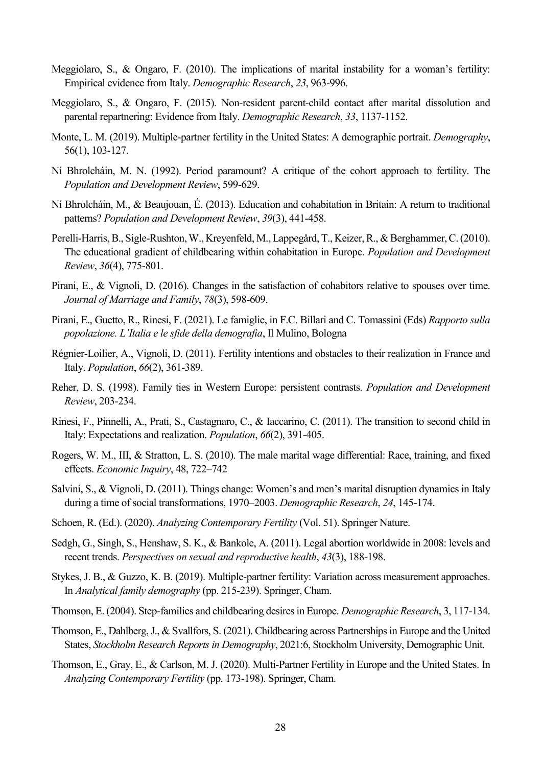Meggiolaro, S., & Ongaro, F. (2010). The implications of marital instability for a woman's fertility: Empirical evidence from Italy. *Demographic Research*, *23*, 963-996.

Meggiolaro, S., & Ongaro, F. (2015). Non-resident parent-child contact after marital dissolution and parental repartnering: Evidence from Italy. *Demographic Research*, *33*, 1137-1152.

Monte, L. M. (2019). Multiple-partner fertility in the United States: A demographic portrait. *Demography*, 56(1), 103-127.

Ní Bhrolcháin, M. N. (1992). Period paramount? A critique of the cohort approach to fertility. The *Population and Development Review*, 599-629.

Ní Bhrolcháin, M., & Beaujouan, É. (2013). Education and cohabitation in Britain: A return to traditional patterns? *Population and Development Review*, *39*(3), 441-458.

Perelli-Harris, B., Sigle-Rushton, W., Kreyenfeld, M., Lappegård, T., Keizer, R., & Berghammer, C. (2010). The educational gradient of childbearing within cohabitation in Europe. *Population and Development Review*, *36*(4), 775-801.

Pirani, E., & Vignoli, D. (2016). Changes in the satisfaction of cohabitors relative to spouses over time. *Journal of Marriage and Family*, *78*(3), 598-609.

Pirani, E., Guetto, R., Rinesi, F. (2021). Le famiglie, in F.C. Billari and C. Tomassini (Eds) *Rapporto sulla popolazione. L'Italia e le sfide della demografia*, Il Mulino, Bologna

Régnier-Loilier, A., Vignoli, D. (2011). Fertility intentions and obstacles to their realization in France and Italy. *Population*, *66*(2), 361-389.

Reher, D. S. (1998). Family ties in Western Europe: persistent contrasts. *Population and Development Review*, 203-234.

Rinesi, F., Pinnelli, A., Prati, S., Castagnaro, C., & Iaccarino, C. (2011). The transition to second child in Italy: Expectations and realization. *Population*, *66*(2), 391-405.

Rogers, W. M., III, & Stratton, L. S. (2010). The male marital wage differential: Race, training, and fixed effects. *Economic Inquiry*, 48, 722–742

Salvini, S., & Vignoli, D. (2011). Things change: Women's and men's marital disruption dynamics in Italy during a time of social transformations, 1970–2003. *Demographic Research*, *24*, 145-174.

Schoen, R. (Ed.). (2020). *Analyzing Contemporary Fertility* (Vol. 51). Springer Nature.

Sedgh, G., Singh, S., Henshaw, S. K., & Bankole, A. (2011). Legal abortion worldwide in 2008: levels and recent trends. *Perspectives on sexual and reproductive health*, *43*(3), 188-198.

Stykes, J. B., & Guzzo, K. B. (2019). Multiple-partner fertility: Variation across measurement approaches. In *Analytical family demography* (pp. 215-239). Springer, Cham.

Thomson, E. (2004). Step-families and childbearing desires in Europe. *Demographic Research*, 3, 117-134.

Thomson, E., Dahlberg, J., & Svallfors, S. (2021). Childbearing across Partnerships in Europe and the United States, *Stockholm Research Reports in Demography*, 2021:6, Stockholm University, Demographic Unit.

Thomson, E., Gray, E., & Carlson, M. J. (2020). Multi-Partner Fertility in Europe and the United States. In *Analyzing Contemporary Fertility* (pp. 173-198). Springer, Cham.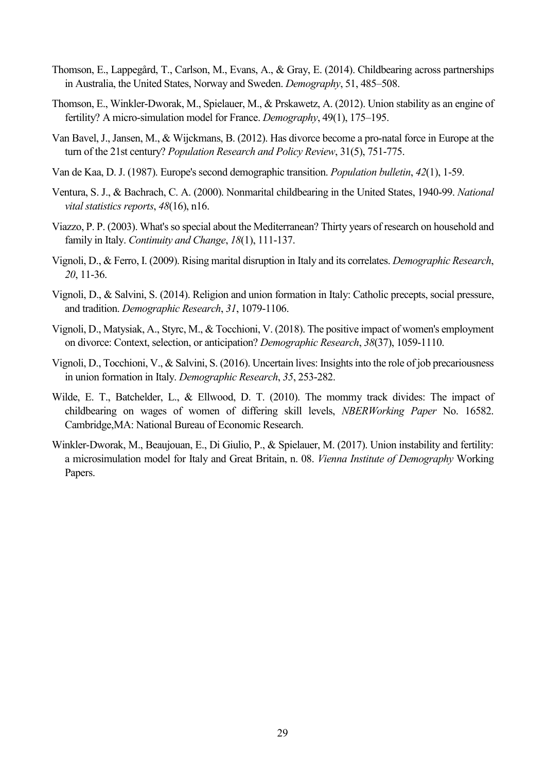Thomson, E., Lappegård, T., Carlson, M., Evans, A., & Gray, E. (2014). Childbearing across partnerships in Australia, the United States, Norway and Sweden. *Demography*, 51, 485–508.

Thomson, E., Winkler-Dworak, M., Spielauer, M., & Prskawetz, A. (2012). Union stability as an engine of fertility? A micro-simulation model for France. *Demography*, 49(1), 175–195.

Van Bavel, J., Jansen, M., & Wijckmans, B. (2012). Has divorce become a pro-natal force in Europe at the turn of the 21st century? *Population Research and Policy Review*, 31(5), 751-775.

Van de Kaa, D. J. (1987). Europe's second demographic transition. *Population bulletin*, *42*(1), 1-59.

Ventura, S. J., & Bachrach, C. A. (2000). Nonmarital childbearing in the United States, 1940-99. *National vital statistics reports*, *48*(16), n16.

Viazzo, P. P. (2003). What's so special about the Mediterranean? Thirty years of research on household and family in Italy. *Continuity and Change*, *18*(1), 111-137.

Vignoli, D., & Ferro, I. (2009). Rising marital disruption in Italy and its correlates. *Demographic Research*, *20*, 11-36.

Vignoli, D., & Salvini, S. (2014). Religion and union formation in Italy: Catholic precepts, social pressure, and tradition. *Demographic Research*, *31*, 1079-1106.

Vignoli, D., Matysiak, A., Styrc, M., & Tocchioni, V. (2018). The positive impact of women's employment on divorce: Context, selection, or anticipation? *Demographic Research*, *38*(37), 1059-1110.

Vignoli, D., Tocchioni, V., & Salvini, S. (2016). Uncertain lives: Insights into the role of job precariousness in union formation in Italy. *Demographic Research*, *35*, 253-282.

Wilde, E. T., Batchelder, L., & Ellwood, D. T. (2010). The mommy track divides: The impact of childbearing on wages of women of differing skill levels, *NBERWorking Paper* No. 16582. Cambridge,MA: National Bureau of Economic Research.

Winkler-Dworak, M., Beaujouan, E., Di Giulio, P., & Spielauer, M. (2017). Union instability and fertility: a microsimulation model for Italy and Great Britain, n. 08. *Vienna Institute of Demography* Working Papers.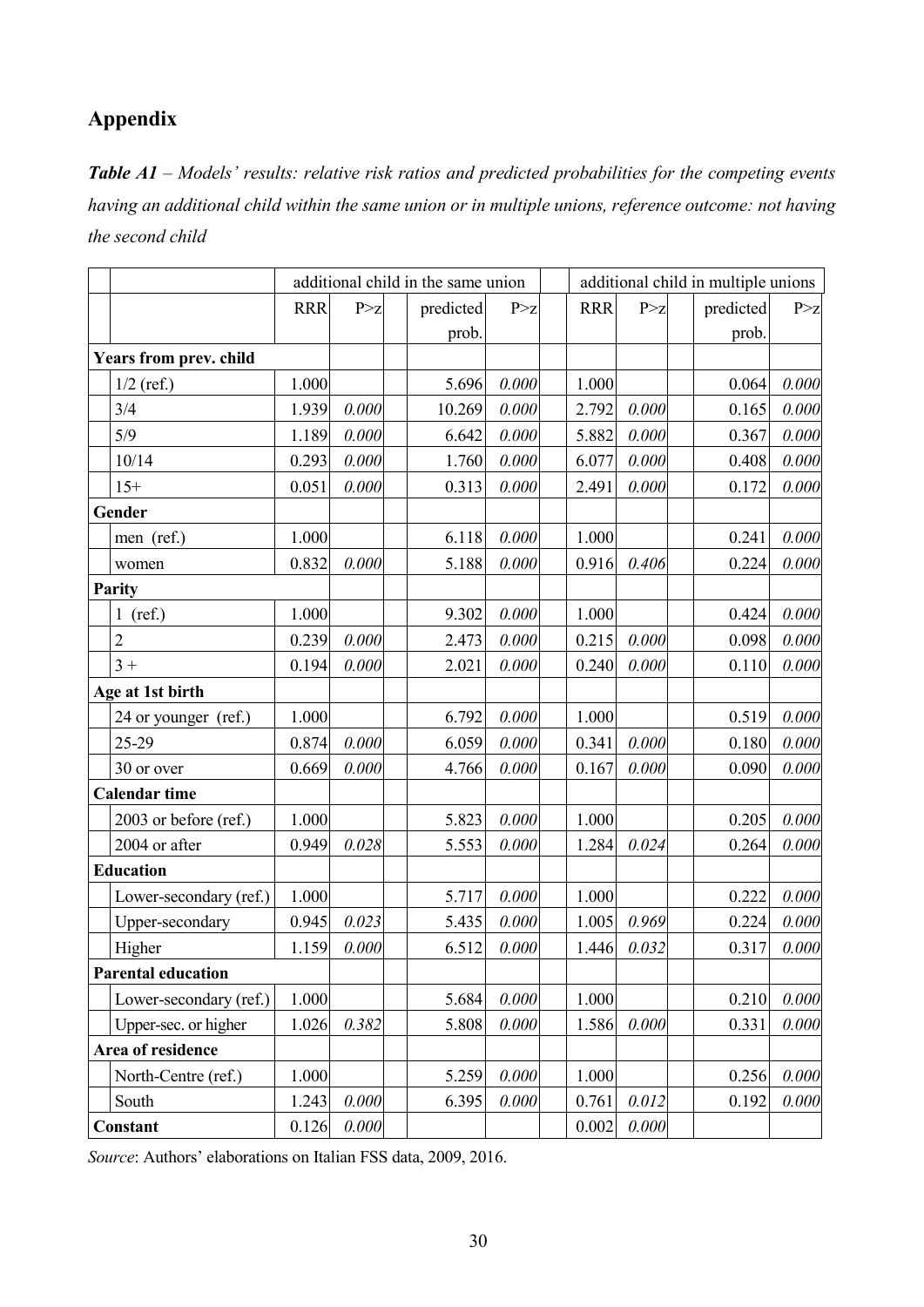## Appendix

***Table A1*** *– Models' results: relative risk ratios and predicted probabilities for the competing events having an additional child within the same union or in multiple unions, reference outcome: not having the second child*

| | additional child in the same union | | | | additional child in multiple unions | | | |
|---|---|---|---|---|---|---|---|---|
| | RRR | P>z | predicted prob. | P>z | RRR | P>z | predicted prob. | P>z |
| **Years from prev. child** | | | | | | | | |
| 1/2 (ref.) | 1.000 | | 5.696 | *0.000* | 1.000 | | 0.064 | *0.000* |
| 3/4 | 1.939 | *0.000* | 10.269 | *0.000* | 2.792 | *0.000* | 0.165 | *0.000* |
| 5/9 | 1.189 | *0.000* | 6.642 | *0.000* | 5.882 | *0.000* | 0.367 | *0.000* |
| 10/14 | 0.293 | *0.000* | 1.760 | *0.000* | 6.077 | *0.000* | 0.408 | *0.000* |
| 15+ | 0.051 | *0.000* | 0.313 | *0.000* | 2.491 | *0.000* | 0.172 | *0.000* |
| **Gender** | | | | | | | | |
| men (ref.) | 1.000 | | 6.118 | *0.000* | 1.000 | | 0.241 | *0.000* |
| women | 0.832 | *0.000* | 5.188 | *0.000* | 0.916 | *0.406* | 0.224 | *0.000* |
| **Parity** | | | | | | | | |
| 1 (ref.) | 1.000 | | 9.302 | *0.000* | 1.000 | | 0.424 | *0.000* |
| 2 | 0.239 | *0.000* | 2.473 | *0.000* | 0.215 | *0.000* | 0.098 | *0.000* |
| 3 + | 0.194 | *0.000* | 2.021 | *0.000* | 0.240 | *0.000* | 0.110 | *0.000* |
| **Age at 1st birth** | | | | | | | | |
| 24 or younger (ref.) | 1.000 | | 6.792 | *0.000* | 1.000 | | 0.519 | *0.000* |
| 25-29 | 0.874 | *0.000* | 6.059 | *0.000* | 0.341 | *0.000* | 0.180 | *0.000* |
| 30 or over | 0.669 | *0.000* | 4.766 | *0.000* | 0.167 | *0.000* | 0.090 | *0.000* |
| **Calendar time** | | | | | | | | |
| 2003 or before (ref.) | 1.000 | | 5.823 | *0.000* | 1.000 | | 0.205 | *0.000* |
| 2004 or after | 0.949 | *0.028* | 5.553 | *0.000* | 1.284 | *0.024* | 0.264 | *0.000* |
| **Education** | | | | | | | | |
| Lower-secondary (ref.) | 1.000 | | 5.717 | *0.000* | 1.000 | | 0.222 | *0.000* |
| Upper-secondary | 0.945 | *0.023* | 5.435 | *0.000* | 1.005 | *0.969* | 0.224 | *0.000* |
| Higher | 1.159 | *0.000* | 6.512 | *0.000* | 1.446 | *0.032* | 0.317 | *0.000* |
| **Parental education** | | | | | | | | |
| Lower-secondary (ref.) | 1.000 | | 5.684 | *0.000* | 1.000 | | 0.210 | *0.000* |
| Upper-sec. or higher | 1.026 | *0.382* | 5.808 | *0.000* | 1.586 | *0.000* | 0.331 | *0.000* |
| **Area of residence** | | | | | | | | |
| North-Centre (ref.) | 1.000 | | 5.259 | *0.000* | 1.000 | | 0.256 | *0.000* |
| South | 1.243 | *0.000* | 6.395 | *0.000* | 0.761 | *0.012* | 0.192 | *0.000* |
| **Constant** | 0.126 | *0.000* | | | 0.002 | *0.000* | | |

*Source*: Authors' elaborations on Italian FSS data, 2009, 2016.